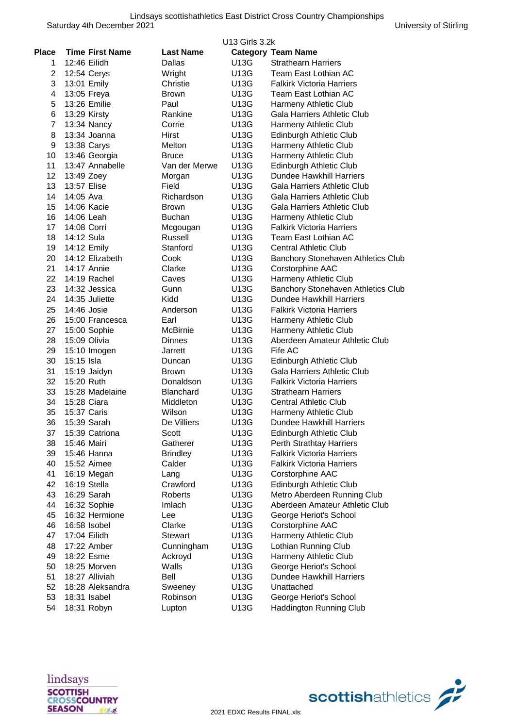Lindsays scottishathletics East District Cross Country Championships

Saturday 4th December 2021 — University of Stirling

## U13 Girls 3.2k

| Place | Time | First Name | Last Name | Category | Team Name |
|---|---|---|---|---|---|
| 1 | 12:46 | Eilidh | Dallas | U13G | Strathearn Harriers |
| 2 | 12:54 | Cerys | Wright | U13G | Team East Lothian AC |
| 3 | 13:01 | Emily | Christie | U13G | Falkirk Victoria Harriers |
| 4 | 13:05 | Freya | Brown | U13G | Team East Lothian AC |
| 5 | 13:26 | Emilie | Paul | U13G | Harmeny Athletic Club |
| 6 | 13:29 | Kirsty | Rankine | U13G | Gala Harriers Athletic Club |
| 7 | 13:34 | Nancy | Corrie | U13G | Harmeny Athletic Club |
| 8 | 13:34 | Joanna | Hirst | U13G | Edinburgh Athletic Club |
| 9 | 13:38 | Carys | Melton | U13G | Harmeny Athletic Club |
| 10 | 13:46 | Georgia | Bruce | U13G | Harmeny Athletic Club |
| 11 | 13:47 | Annabelle | Van der Merwe | U13G | Edinburgh Athletic Club |
| 12 | 13:49 | Zoey | Morgan | U13G | Dundee Hawkhill Harriers |
| 13 | 13:57 | Elise | Field | U13G | Gala Harriers Athletic Club |
| 14 | 14:05 | Ava | Richardson | U13G | Gala Harriers Athletic Club |
| 15 | 14:06 | Kacie | Brown | U13G | Gala Harriers Athletic Club |
| 16 | 14:06 | Leah | Buchan | U13G | Harmeny Athletic Club |
| 17 | 14:08 | Corri | Mcgougan | U13G | Falkirk Victoria Harriers |
| 18 | 14:12 | Sula | Russell | U13G | Team East Lothian AC |
| 19 | 14:12 | Emily | Stanford | U13G | Central Athletic Club |
| 20 | 14:12 | Elizabeth | Cook | U13G | Banchory Stonehaven Athletics Club |
| 21 | 14:17 | Annie | Clarke | U13G | Corstorphine AAC |
| 22 | 14:19 | Rachel | Caves | U13G | Harmeny Athletic Club |
| 23 | 14:32 | Jessica | Gunn | U13G | Banchory Stonehaven Athletics Club |
| 24 | 14:35 | Juliette | Kidd | U13G | Dundee Hawkhill Harriers |
| 25 | 14:46 | Josie | Anderson | U13G | Falkirk Victoria Harriers |
| 26 | 15:00 | Francesca | Earl | U13G | Harmeny Athletic Club |
| 27 | 15:00 | Sophie | McBirnie | U13G | Harmeny Athletic Club |
| 28 | 15:09 | Olivia | Dinnes | U13G | Aberdeen Amateur Athletic Club |
| 29 | 15:10 | Imogen | Jarrett | U13G | Fife AC |
| 30 | 15:15 | Isla | Duncan | U13G | Edinburgh Athletic Club |
| 31 | 15:19 | Jaidyn | Brown | U13G | Gala Harriers Athletic Club |
| 32 | 15:20 | Ruth | Donaldson | U13G | Falkirk Victoria Harriers |
| 33 | 15:28 | Madelaine | Blanchard | U13G | Strathearn Harriers |
| 34 | 15:28 | Ciara | Middleton | U13G | Central Athletic Club |
| 35 | 15:37 | Caris | Wilson | U13G | Harmeny Athletic Club |
| 36 | 15:39 | Sarah | De Villiers | U13G | Dundee Hawkhill Harriers |
| 37 | 15:39 | Catriona | Scott | U13G | Edinburgh Athletic Club |
| 38 | 15:46 | Mairi | Gatherer | U13G | Perth Strathtay Harriers |
| 39 | 15:46 | Hanna | Brindley | U13G | Falkirk Victoria Harriers |
| 40 | 15:52 | Aimee | Calder | U13G | Falkirk Victoria Harriers |
| 41 | 16:19 | Megan | Lang | U13G | Corstorphine AAC |
| 42 | 16:19 | Stella | Crawford | U13G | Edinburgh Athletic Club |
| 43 | 16:29 | Sarah | Roberts | U13G | Metro Aberdeen Running Club |
| 44 | 16:32 | Sophie | Imlach | U13G | Aberdeen Amateur Athletic Club |
| 45 | 16:32 | Hermione | Lee | U13G | George Heriot's School |
| 46 | 16:58 | Isobel | Clarke | U13G | Corstorphine AAC |
| 47 | 17:04 | Eilidh | Stewart | U13G | Harmeny Athletic Club |
| 48 | 17:22 | Amber | Cunningham | U13G | Lothian Running Club |
| 49 | 18:22 | Esme | Ackroyd | U13G | Harmeny Athletic Club |
| 50 | 18:25 | Morven | Walls | U13G | George Heriot's School |
| 51 | 18:27 | Alliviah | Bell | U13G | Dundee Hawkhill Harriers |
| 52 | 18:28 | Aleksandra | Sweeney | U13G | Unattached |
| 53 | 18:31 | Isabel | Robinson | U13G | George Heriot's School |
| 54 | 18:31 | Robyn | Lupton | U13G | Haddington Running Club |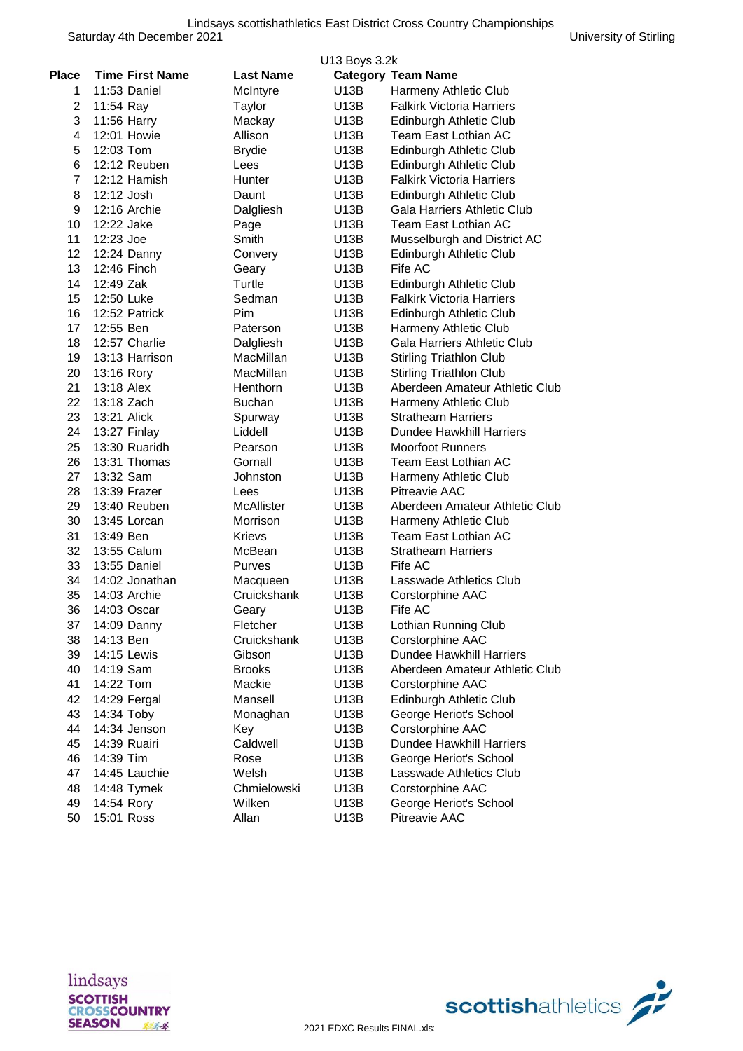Lindsays scottishathletics East District Cross Country Championships

Saturday 4th December 2021 University of Stirling

## U13 Boys 3.2k

| Place | Time | First Name | Last Name | Category | Team Name |
|---|---|---|---|---|---|
| 1 | 11:53 | Daniel | McIntyre | U13B | Harmeny Athletic Club |
| 2 | 11:54 | Ray | Taylor | U13B | Falkirk Victoria Harriers |
| 3 | 11:56 | Harry | Mackay | U13B | Edinburgh Athletic Club |
| 4 | 12:01 | Howie | Allison | U13B | Team East Lothian AC |
| 5 | 12:03 | Tom | Brydie | U13B | Edinburgh Athletic Club |
| 6 | 12:12 | Reuben | Lees | U13B | Edinburgh Athletic Club |
| 7 | 12:12 | Hamish | Hunter | U13B | Falkirk Victoria Harriers |
| 8 | 12:12 | Josh | Daunt | U13B | Edinburgh Athletic Club |
| 9 | 12:16 | Archie | Dalgliesh | U13B | Gala Harriers Athletic Club |
| 10 | 12:22 | Jake | Page | U13B | Team East Lothian AC |
| 11 | 12:23 | Joe | Smith | U13B | Musselburgh and District AC |
| 12 | 12:24 | Danny | Convery | U13B | Edinburgh Athletic Club |
| 13 | 12:46 | Finch | Geary | U13B | Fife AC |
| 14 | 12:49 | Zak | Turtle | U13B | Edinburgh Athletic Club |
| 15 | 12:50 | Luke | Sedman | U13B | Falkirk Victoria Harriers |
| 16 | 12:52 | Patrick | Pim | U13B | Edinburgh Athletic Club |
| 17 | 12:55 | Ben | Paterson | U13B | Harmeny Athletic Club |
| 18 | 12:57 | Charlie | Dalgliesh | U13B | Gala Harriers Athletic Club |
| 19 | 13:13 | Harrison | MacMillan | U13B | Stirling Triathlon Club |
| 20 | 13:16 | Rory | MacMillan | U13B | Stirling Triathlon Club |
| 21 | 13:18 | Alex | Henthorn | U13B | Aberdeen Amateur Athletic Club |
| 22 | 13:18 | Zach | Buchan | U13B | Harmeny Athletic Club |
| 23 | 13:21 | Alick | Spurway | U13B | Strathearn Harriers |
| 24 | 13:27 | Finlay | Liddell | U13B | Dundee Hawkhill Harriers |
| 25 | 13:30 | Ruaridh | Pearson | U13B | Moorfoot Runners |
| 26 | 13:31 | Thomas | Gornall | U13B | Team East Lothian AC |
| 27 | 13:32 | Sam | Johnston | U13B | Harmeny Athletic Club |
| 28 | 13:39 | Frazer | Lees | U13B | Pitreavie AAC |
| 29 | 13:40 | Reuben | McAllister | U13B | Aberdeen Amateur Athletic Club |
| 30 | 13:45 | Lorcan | Morrison | U13B | Harmeny Athletic Club |
| 31 | 13:49 | Ben | Krievs | U13B | Team East Lothian AC |
| 32 | 13:55 | Calum | McBean | U13B | Strathearn Harriers |
| 33 | 13:55 | Daniel | Purves | U13B | Fife AC |
| 34 | 14:02 | Jonathan | Macqueen | U13B | Lasswade Athletics Club |
| 35 | 14:03 | Archie | Cruickshank | U13B | Corstorphine AAC |
| 36 | 14:03 | Oscar | Geary | U13B | Fife AC |
| 37 | 14:09 | Danny | Fletcher | U13B | Lothian Running Club |
| 38 | 14:13 | Ben | Cruickshank | U13B | Corstorphine AAC |
| 39 | 14:15 | Lewis | Gibson | U13B | Dundee Hawkhill Harriers |
| 40 | 14:19 | Sam | Brooks | U13B | Aberdeen Amateur Athletic Club |
| 41 | 14:22 | Tom | Mackie | U13B | Corstorphine AAC |
| 42 | 14:29 | Fergal | Mansell | U13B | Edinburgh Athletic Club |
| 43 | 14:34 | Toby | Monaghan | U13B | George Heriot's School |
| 44 | 14:34 | Jenson | Key | U13B | Corstorphine AAC |
| 45 | 14:39 | Ruairi | Caldwell | U13B | Dundee Hawkhill Harriers |
| 46 | 14:39 | Tim | Rose | U13B | George Heriot's School |
| 47 | 14:45 | Lauchie | Welsh | U13B | Lasswade Athletics Club |
| 48 | 14:48 | Tymek | Chmielowski | U13B | Corstorphine AAC |
| 49 | 14:54 | Rory | Wilken | U13B | George Heriot's School |
| 50 | 15:01 | Ross | Allan | U13B | Pitreavie AAC |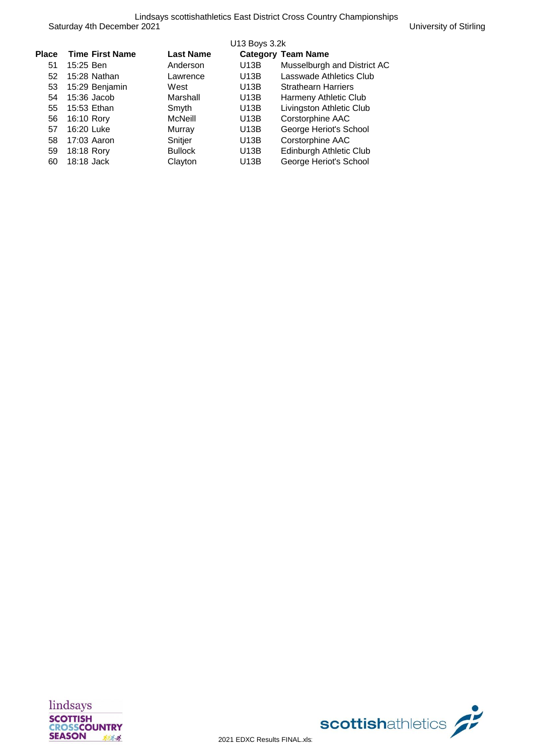U13 Boys 3.2k

| Place | Time | First Name | Last Name | Category | Team Name |
|---|---|---|---|---|---|
| 51 | 15:25 | Ben | Anderson | U13B | Musselburgh and District AC |
| 52 | 15:28 | Nathan | Lawrence | U13B | Lasswade Athletics Club |
| 53 | 15:29 | Benjamin | West | U13B | Strathearn Harriers |
| 54 | 15:36 | Jacob | Marshall | U13B | Harmeny Athletic Club |
| 55 | 15:53 | Ethan | Smyth | U13B | Livingston Athletic Club |
| 56 | 16:10 | Rory | McNeill | U13B | Corstorphine AAC |
| 57 | 16:20 | Luke | Murray | U13B | George Heriot's School |
| 58 | 17:03 | Aaron | Snitjer | U13B | Corstorphine AAC |
| 59 | 18:18 | Rory | Bullock | U13B | Edinburgh Athletic Club |
| 60 | 18:18 | Jack | Clayton | U13B | George Heriot's School |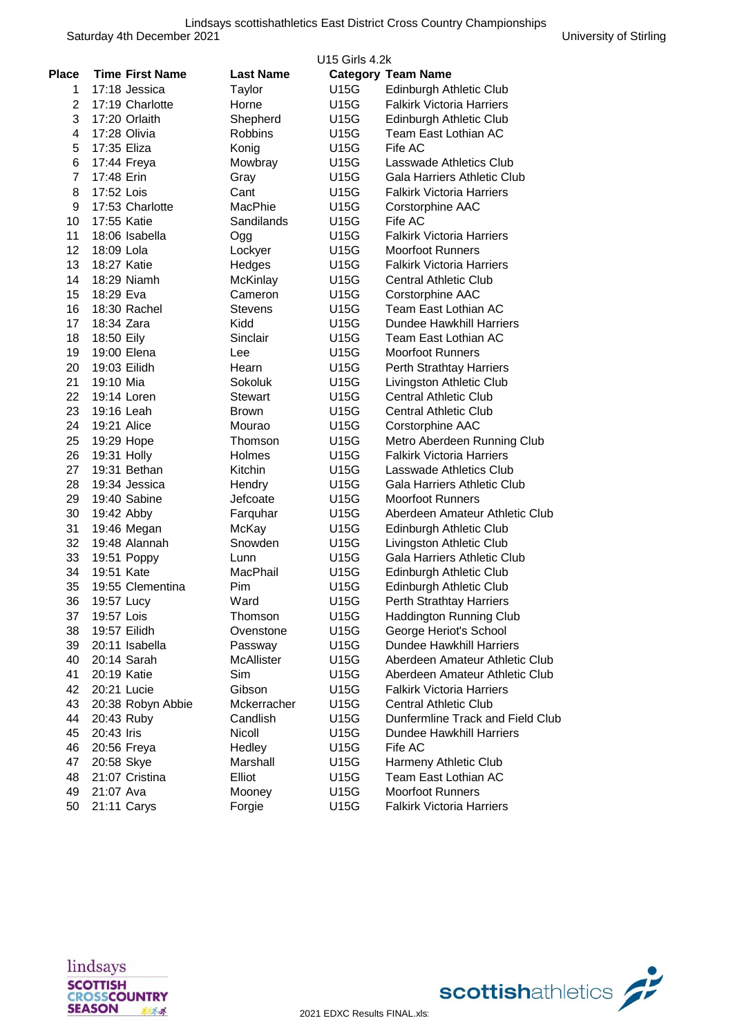Lindsays scottishathletics East District Cross Country Championships

Saturday 4th December 2021 — University of Stirling

## U15 Girls 4.2k

| Place | Time | First Name | Last Name | Category | Team Name |
|---|---|---|---|---|---|
| 1 | 17:18 | Jessica | Taylor | U15G | Edinburgh Athletic Club |
| 2 | 17:19 | Charlotte | Horne | U15G | Falkirk Victoria Harriers |
| 3 | 17:20 | Orlaith | Shepherd | U15G | Edinburgh Athletic Club |
| 4 | 17:28 | Olivia | Robbins | U15G | Team East Lothian AC |
| 5 | 17:35 | Eliza | Konig | U15G | Fife AC |
| 6 | 17:44 | Freya | Mowbray | U15G | Lasswade Athletics Club |
| 7 | 17:48 | Erin | Gray | U15G | Gala Harriers Athletic Club |
| 8 | 17:52 | Lois | Cant | U15G | Falkirk Victoria Harriers |
| 9 | 17:53 | Charlotte | MacPhie | U15G | Corstorphine AAC |
| 10 | 17:55 | Katie | Sandilands | U15G | Fife AC |
| 11 | 18:06 | Isabella | Ogg | U15G | Falkirk Victoria Harriers |
| 12 | 18:09 | Lola | Lockyer | U15G | Moorfoot Runners |
| 13 | 18:27 | Katie | Hedges | U15G | Falkirk Victoria Harriers |
| 14 | 18:29 | Niamh | McKinlay | U15G | Central Athletic Club |
| 15 | 18:29 | Eva | Cameron | U15G | Corstorphine AAC |
| 16 | 18:30 | Rachel | Stevens | U15G | Team East Lothian AC |
| 17 | 18:34 | Zara | Kidd | U15G | Dundee Hawkhill Harriers |
| 18 | 18:50 | Eily | Sinclair | U15G | Team East Lothian AC |
| 19 | 19:00 | Elena | Lee | U15G | Moorfoot Runners |
| 20 | 19:03 | Eilidh | Hearn | U15G | Perth Strathtay Harriers |
| 21 | 19:10 | Mia | Sokoluk | U15G | Livingston Athletic Club |
| 22 | 19:14 | Loren | Stewart | U15G | Central Athletic Club |
| 23 | 19:16 | Leah | Brown | U15G | Central Athletic Club |
| 24 | 19:21 | Alice | Mourao | U15G | Corstorphine AAC |
| 25 | 19:29 | Hope | Thomson | U15G | Metro Aberdeen Running Club |
| 26 | 19:31 | Holly | Holmes | U15G | Falkirk Victoria Harriers |
| 27 | 19:31 | Bethan | Kitchin | U15G | Lasswade Athletics Club |
| 28 | 19:34 | Jessica | Hendry | U15G | Gala Harriers Athletic Club |
| 29 | 19:40 | Sabine | Jefcoate | U15G | Moorfoot Runners |
| 30 | 19:42 | Abby | Farquhar | U15G | Aberdeen Amateur Athletic Club |
| 31 | 19:46 | Megan | McKay | U15G | Edinburgh Athletic Club |
| 32 | 19:48 | Alannah | Snowden | U15G | Livingston Athletic Club |
| 33 | 19:51 | Poppy | Lunn | U15G | Gala Harriers Athletic Club |
| 34 | 19:51 | Kate | MacPhail | U15G | Edinburgh Athletic Club |
| 35 | 19:55 | Clementina | Pim | U15G | Edinburgh Athletic Club |
| 36 | 19:57 | Lucy | Ward | U15G | Perth Strathtay Harriers |
| 37 | 19:57 | Lois | Thomson | U15G | Haddington Running Club |
| 38 | 19:57 | Eilidh | Ovenstone | U15G | George Heriot's School |
| 39 | 20:11 | Isabella | Passway | U15G | Dundee Hawkhill Harriers |
| 40 | 20:14 | Sarah | McAllister | U15G | Aberdeen Amateur Athletic Club |
| 41 | 20:19 | Katie | Sim | U15G | Aberdeen Amateur Athletic Club |
| 42 | 20:21 | Lucie | Gibson | U15G | Falkirk Victoria Harriers |
| 43 | 20:38 | Robyn Abbie | Mckerracher | U15G | Central Athletic Club |
| 44 | 20:43 | Ruby | Candlish | U15G | Dunfermline Track and Field Club |
| 45 | 20:43 | Iris | Nicoll | U15G | Dundee Hawkhill Harriers |
| 46 | 20:56 | Freya | Hedley | U15G | Fife AC |
| 47 | 20:58 | Skye | Marshall | U15G | Harmeny Athletic Club |
| 48 | 21:07 | Cristina | Elliot | U15G | Team East Lothian AC |
| 49 | 21:07 | Ava | Mooney | U15G | Moorfoot Runners |
| 50 | 21:11 | Carys | Forgie | U15G | Falkirk Victoria Harriers |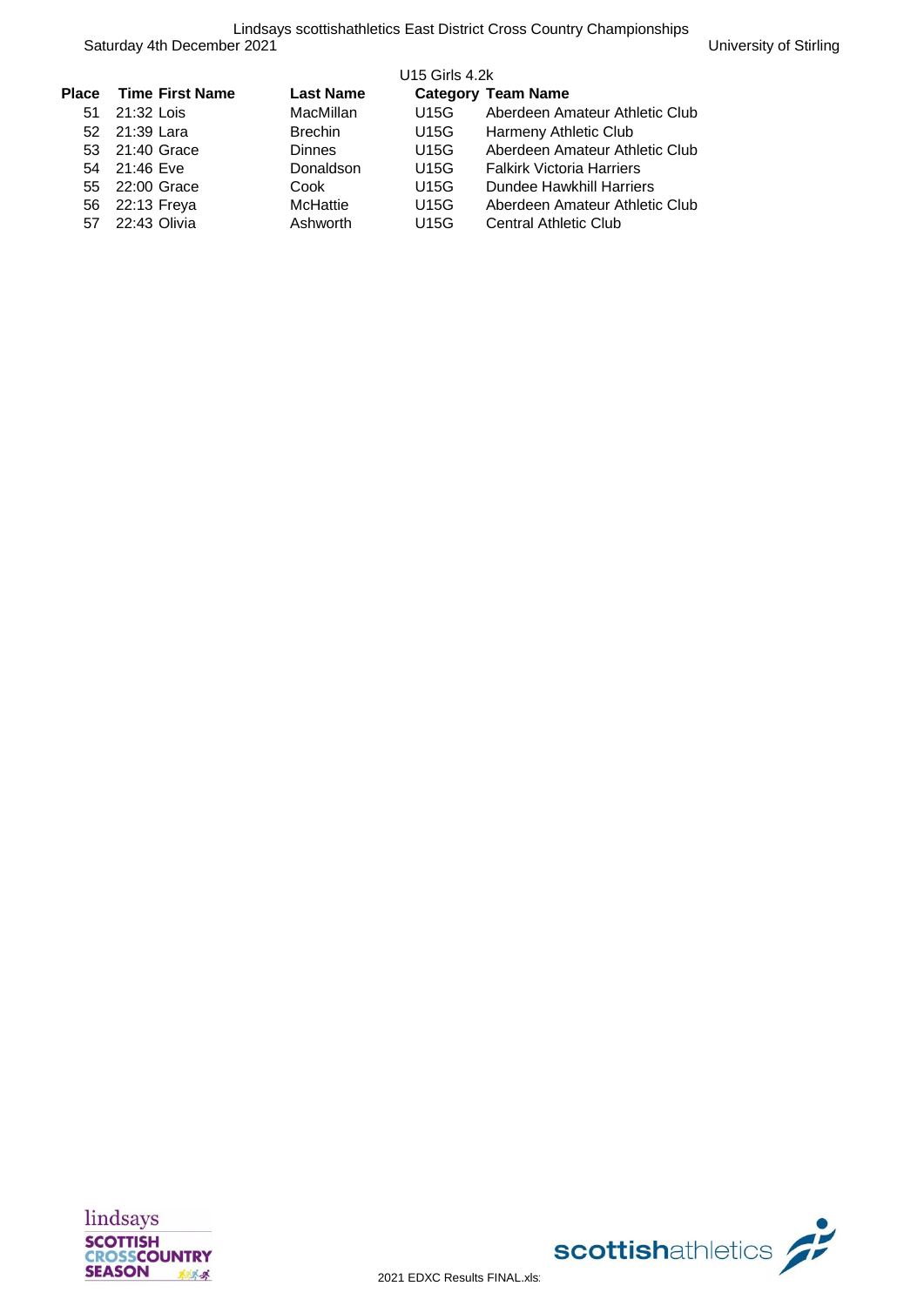U15 Girls 4.2k

| Place | Time | First Name | Last Name | Category | Team Name |
|---|---|---|---|---|---|
| 51 | 21:32 | Lois | MacMillan | U15G | Aberdeen Amateur Athletic Club |
| 52 | 21:39 | Lara | Brechin | U15G | Harmeny Athletic Club |
| 53 | 21:40 | Grace | Dinnes | U15G | Aberdeen Amateur Athletic Club |
| 54 | 21:46 | Eve | Donaldson | U15G | Falkirk Victoria Harriers |
| 55 | 22:00 | Grace | Cook | U15G | Dundee Hawkhill Harriers |
| 56 | 22:13 | Freya | McHattie | U15G | Aberdeen Amateur Athletic Club |
| 57 | 22:43 | Olivia | Ashworth | U15G | Central Athletic Club |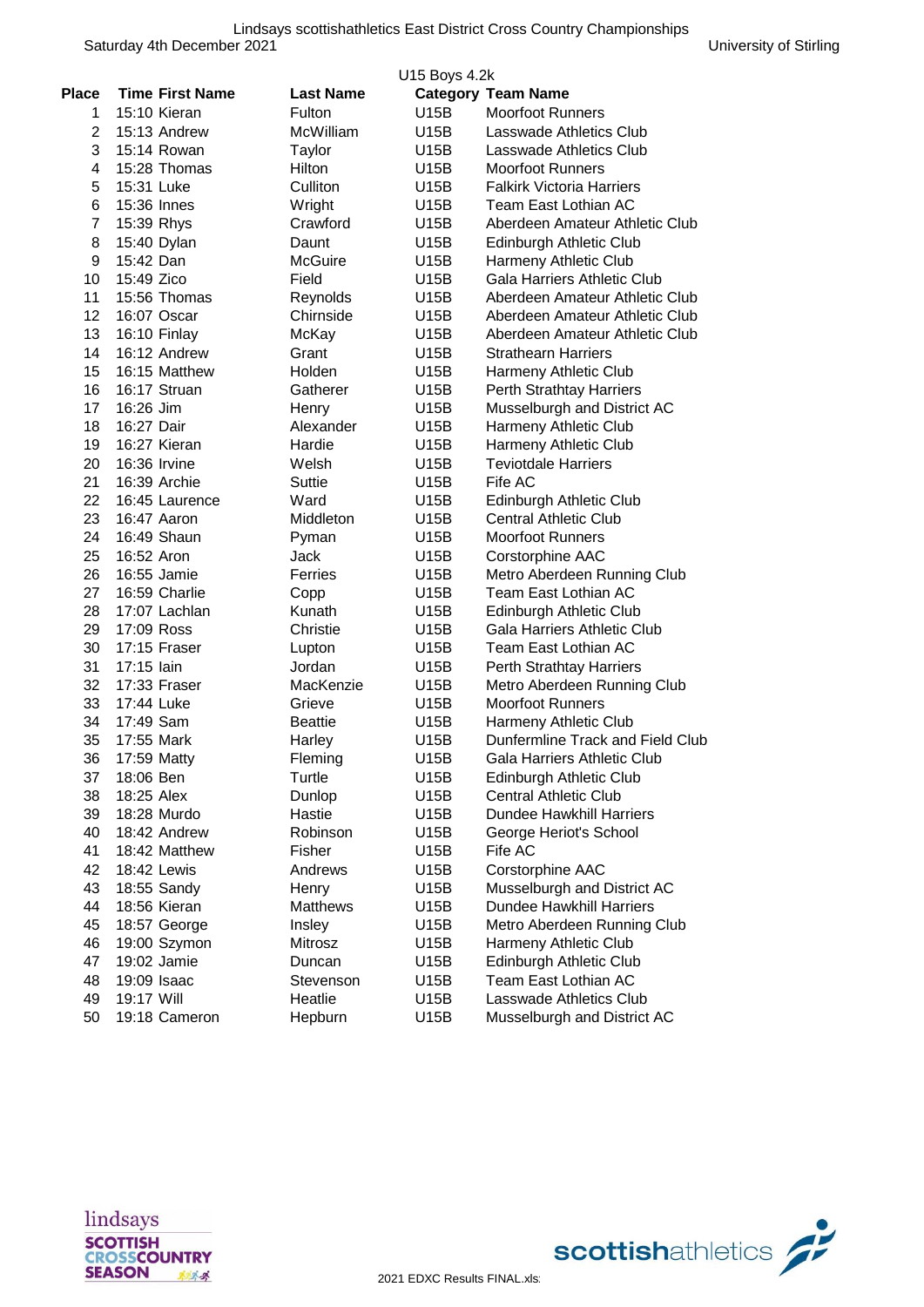Lindsays scottishathletics East District Cross Country Championships

Saturday 4th December 2021 University of Stirling

## U15 Boys 4.2k

| Place | Time | First Name | Last Name | Category | Team Name |
|---|---|---|---|---|---|
| 1 | 15:10 | Kieran | Fulton | U15B | Moorfoot Runners |
| 2 | 15:13 | Andrew | McWilliam | U15B | Lasswade Athletics Club |
| 3 | 15:14 | Rowan | Taylor | U15B | Lasswade Athletics Club |
| 4 | 15:28 | Thomas | Hilton | U15B | Moorfoot Runners |
| 5 | 15:31 | Luke | Culliton | U15B | Falkirk Victoria Harriers |
| 6 | 15:36 | Innes | Wright | U15B | Team East Lothian AC |
| 7 | 15:39 | Rhys | Crawford | U15B | Aberdeen Amateur Athletic Club |
| 8 | 15:40 | Dylan | Daunt | U15B | Edinburgh Athletic Club |
| 9 | 15:42 | Dan | McGuire | U15B | Harmeny Athletic Club |
| 10 | 15:49 | Zico | Field | U15B | Gala Harriers Athletic Club |
| 11 | 15:56 | Thomas | Reynolds | U15B | Aberdeen Amateur Athletic Club |
| 12 | 16:07 | Oscar | Chirnside | U15B | Aberdeen Amateur Athletic Club |
| 13 | 16:10 | Finlay | McKay | U15B | Aberdeen Amateur Athletic Club |
| 14 | 16:12 | Andrew | Grant | U15B | Strathearn Harriers |
| 15 | 16:15 | Matthew | Holden | U15B | Harmeny Athletic Club |
| 16 | 16:17 | Struan | Gatherer | U15B | Perth Strathtay Harriers |
| 17 | 16:26 | Jim | Henry | U15B | Musselburgh and District AC |
| 18 | 16:27 | Dair | Alexander | U15B | Harmeny Athletic Club |
| 19 | 16:27 | Kieran | Hardie | U15B | Harmeny Athletic Club |
| 20 | 16:36 | Irvine | Welsh | U15B | Teviotdale Harriers |
| 21 | 16:39 | Archie | Suttie | U15B | Fife AC |
| 22 | 16:45 | Laurence | Ward | U15B | Edinburgh Athletic Club |
| 23 | 16:47 | Aaron | Middleton | U15B | Central Athletic Club |
| 24 | 16:49 | Shaun | Pyman | U15B | Moorfoot Runners |
| 25 | 16:52 | Aron | Jack | U15B | Corstorphine AAC |
| 26 | 16:55 | Jamie | Ferries | U15B | Metro Aberdeen Running Club |
| 27 | 16:59 | Charlie | Copp | U15B | Team East Lothian AC |
| 28 | 17:07 | Lachlan | Kunath | U15B | Edinburgh Athletic Club |
| 29 | 17:09 | Ross | Christie | U15B | Gala Harriers Athletic Club |
| 30 | 17:15 | Fraser | Lupton | U15B | Team East Lothian AC |
| 31 | 17:15 | Iain | Jordan | U15B | Perth Strathtay Harriers |
| 32 | 17:33 | Fraser | MacKenzie | U15B | Metro Aberdeen Running Club |
| 33 | 17:44 | Luke | Grieve | U15B | Moorfoot Runners |
| 34 | 17:49 | Sam | Beattie | U15B | Harmeny Athletic Club |
| 35 | 17:55 | Mark | Harley | U15B | Dunfermline Track and Field Club |
| 36 | 17:59 | Matty | Fleming | U15B | Gala Harriers Athletic Club |
| 37 | 18:06 | Ben | Turtle | U15B | Edinburgh Athletic Club |
| 38 | 18:25 | Alex | Dunlop | U15B | Central Athletic Club |
| 39 | 18:28 | Murdo | Hastie | U15B | Dundee Hawkhill Harriers |
| 40 | 18:42 | Andrew | Robinson | U15B | George Heriot's School |
| 41 | 18:42 | Matthew | Fisher | U15B | Fife AC |
| 42 | 18:42 | Lewis | Andrews | U15B | Corstorphine AAC |
| 43 | 18:55 | Sandy | Henry | U15B | Musselburgh and District AC |
| 44 | 18:56 | Kieran | Matthews | U15B | Dundee Hawkhill Harriers |
| 45 | 18:57 | George | Insley | U15B | Metro Aberdeen Running Club |
| 46 | 19:00 | Szymon | Mitrosz | U15B | Harmeny Athletic Club |
| 47 | 19:02 | Jamie | Duncan | U15B | Edinburgh Athletic Club |
| 48 | 19:09 | Isaac | Stevenson | U15B | Team East Lothian AC |
| 49 | 19:17 | Will | Heatlie | U15B | Lasswade Athletics Club |
| 50 | 19:18 | Cameron | Hepburn | U15B | Musselburgh and District AC |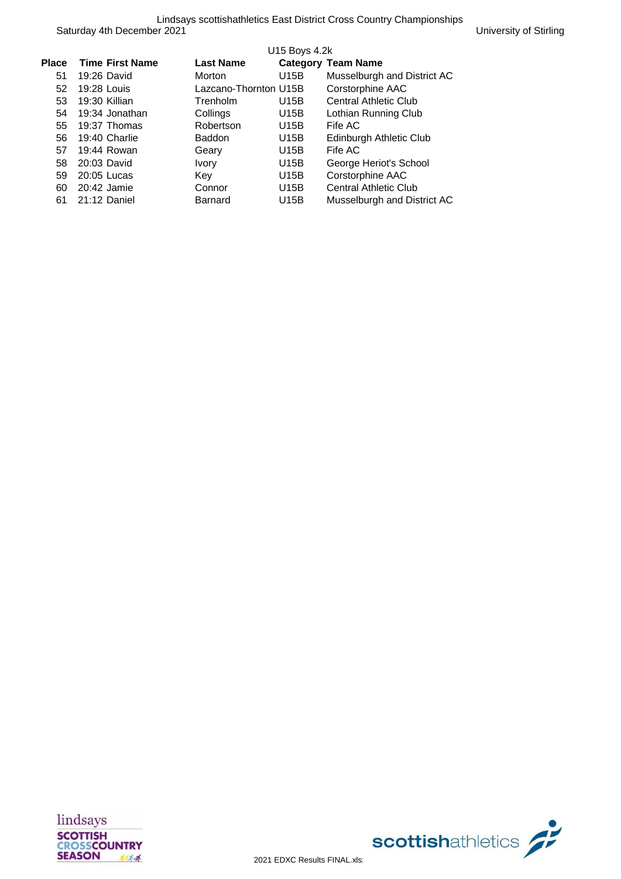U15 Boys 4.2k

| Place | Time | First Name | Last Name | Category | Team Name |
|---|---|---|---|---|---|
| 51 | 19:26 | David | Morton | U15B | Musselburgh and District AC |
| 52 | 19:28 | Louis | Lazcano-Thornton | U15B | Corstorphine AAC |
| 53 | 19:30 | Killian | Trenholm | U15B | Central Athletic Club |
| 54 | 19:34 | Jonathan | Collings | U15B | Lothian Running Club |
| 55 | 19:37 | Thomas | Robertson | U15B | Fife AC |
| 56 | 19:40 | Charlie | Baddon | U15B | Edinburgh Athletic Club |
| 57 | 19:44 | Rowan | Geary | U15B | Fife AC |
| 58 | 20:03 | David | Ivory | U15B | George Heriot's School |
| 59 | 20:05 | Lucas | Key | U15B | Corstorphine AAC |
| 60 | 20:42 | Jamie | Connor | U15B | Central Athletic Club |
| 61 | 21:12 | Daniel | Barnard | U15B | Musselburgh and District AC |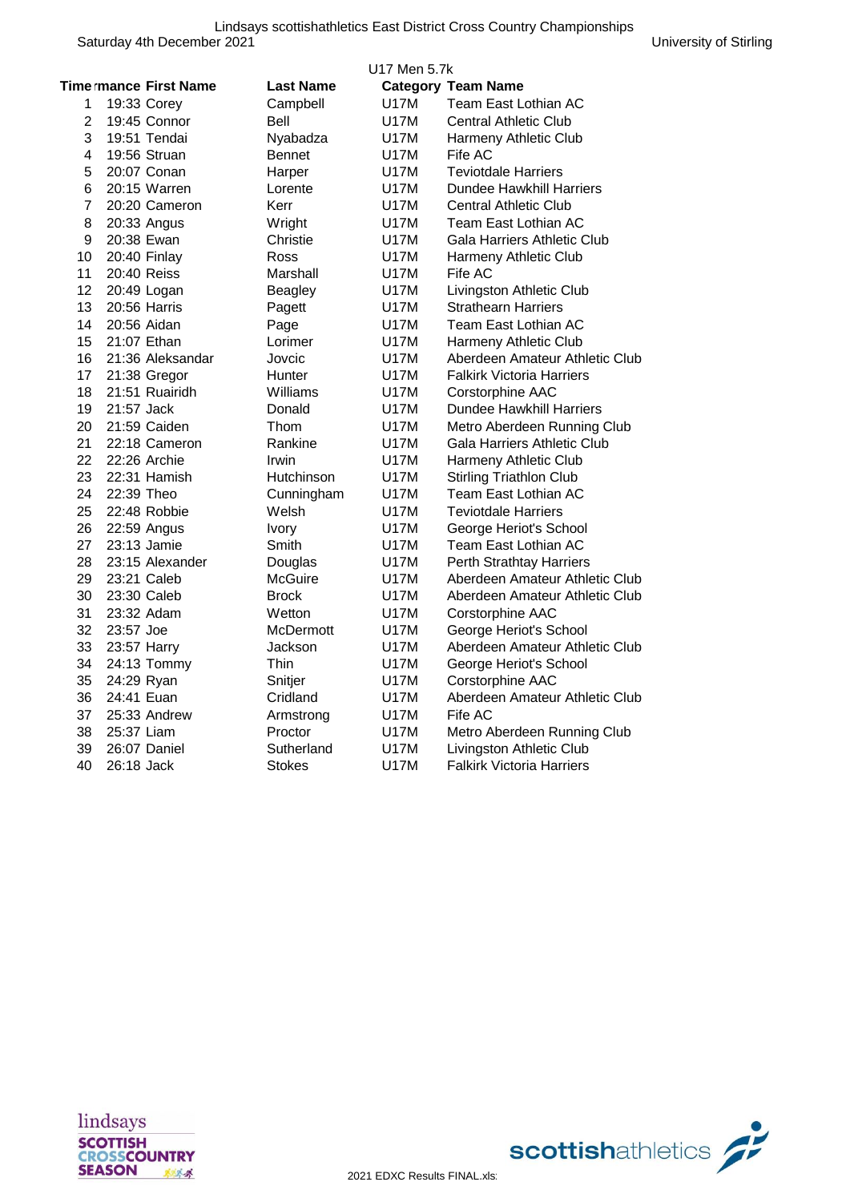Lindsays scottishathletics East District Cross Country Championships

Saturday 4th December 2021 University of Stirling

## U17 Men 5.7k

| Time | rmance | First Name | Last Name | Category | Team Name |
|---|---|---|---|---|---|
| 1 | 19:33 | Corey | Campbell | U17M | Team East Lothian AC |
| 2 | 19:45 | Connor | Bell | U17M | Central Athletic Club |
| 3 | 19:51 | Tendai | Nyabadza | U17M | Harmeny Athletic Club |
| 4 | 19:56 | Struan | Bennet | U17M | Fife AC |
| 5 | 20:07 | Conan | Harper | U17M | Teviotdale Harriers |
| 6 | 20:15 | Warren | Lorente | U17M | Dundee Hawkhill Harriers |
| 7 | 20:20 | Cameron | Kerr | U17M | Central Athletic Club |
| 8 | 20:33 | Angus | Wright | U17M | Team East Lothian AC |
| 9 | 20:38 | Ewan | Christie | U17M | Gala Harriers Athletic Club |
| 10 | 20:40 | Finlay | Ross | U17M | Harmeny Athletic Club |
| 11 | 20:40 | Reiss | Marshall | U17M | Fife AC |
| 12 | 20:49 | Logan | Beagley | U17M | Livingston Athletic Club |
| 13 | 20:56 | Harris | Pagett | U17M | Strathearn Harriers |
| 14 | 20:56 | Aidan | Page | U17M | Team East Lothian AC |
| 15 | 21:07 | Ethan | Lorimer | U17M | Harmeny Athletic Club |
| 16 | 21:36 | Aleksandar | Jovcic | U17M | Aberdeen Amateur Athletic Club |
| 17 | 21:38 | Gregor | Hunter | U17M | Falkirk Victoria Harriers |
| 18 | 21:51 | Ruairidh | Williams | U17M | Corstorphine AAC |
| 19 | 21:57 | Jack | Donald | U17M | Dundee Hawkhill Harriers |
| 20 | 21:59 | Caiden | Thom | U17M | Metro Aberdeen Running Club |
| 21 | 22:18 | Cameron | Rankine | U17M | Gala Harriers Athletic Club |
| 22 | 22:26 | Archie | Irwin | U17M | Harmeny Athletic Club |
| 23 | 22:31 | Hamish | Hutchinson | U17M | Stirling Triathlon Club |
| 24 | 22:39 | Theo | Cunningham | U17M | Team East Lothian AC |
| 25 | 22:48 | Robbie | Welsh | U17M | Teviotdale Harriers |
| 26 | 22:59 | Angus | Ivory | U17M | George Heriot's School |
| 27 | 23:13 | Jamie | Smith | U17M | Team East Lothian AC |
| 28 | 23:15 | Alexander | Douglas | U17M | Perth Strathtay Harriers |
| 29 | 23:21 | Caleb | McGuire | U17M | Aberdeen Amateur Athletic Club |
| 30 | 23:30 | Caleb | Brock | U17M | Aberdeen Amateur Athletic Club |
| 31 | 23:32 | Adam | Wetton | U17M | Corstorphine AAC |
| 32 | 23:57 | Joe | McDermott | U17M | George Heriot's School |
| 33 | 23:57 | Harry | Jackson | U17M | Aberdeen Amateur Athletic Club |
| 34 | 24:13 | Tommy | Thin | U17M | George Heriot's School |
| 35 | 24:29 | Ryan | Snitjer | U17M | Corstorphine AAC |
| 36 | 24:41 | Euan | Cridland | U17M | Aberdeen Amateur Athletic Club |
| 37 | 25:33 | Andrew | Armstrong | U17M | Fife AC |
| 38 | 25:37 | Liam | Proctor | U17M | Metro Aberdeen Running Club |
| 39 | 26:07 | Daniel | Sutherland | U17M | Livingston Athletic Club |
| 40 | 26:18 | Jack | Stokes | U17M | Falkirk Victoria Harriers |

lindsays SCOTTISH CROSSCOUNTRY SEASON

2021 EDXC Results FINAL.xls

scottishathletics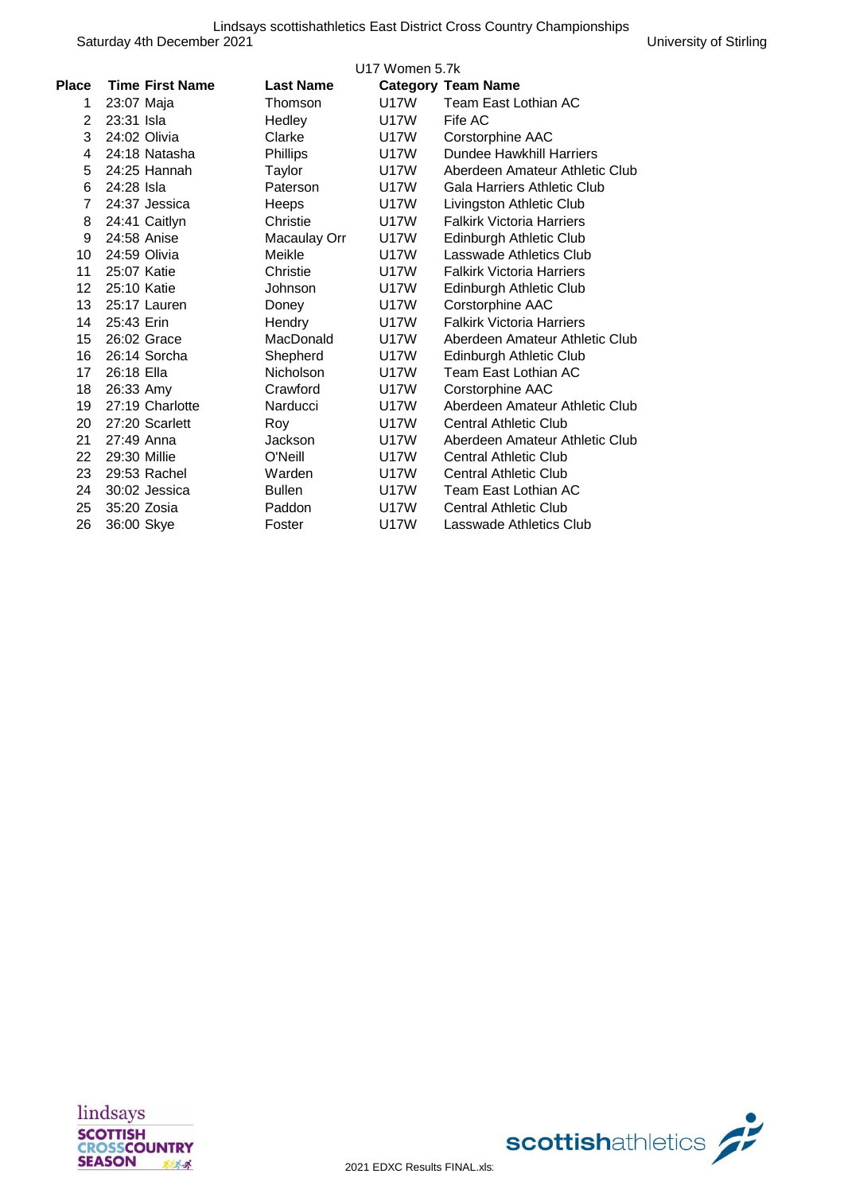Lindsays scottishathletics East District Cross Country Championships

Saturday 4th December 2021 — University of Stirling

## U17 Women 5.7k

| Place | Time | First Name | Last Name | Category | Team Name |
|---|---|---|---|---|---|
| 1 | 23:07 | Maja | Thomson | U17W | Team East Lothian AC |
| 2 | 23:31 | Isla | Hedley | U17W | Fife AC |
| 3 | 24:02 | Olivia | Clarke | U17W | Corstorphine AAC |
| 4 | 24:18 | Natasha | Phillips | U17W | Dundee Hawkhill Harriers |
| 5 | 24:25 | Hannah | Taylor | U17W | Aberdeen Amateur Athletic Club |
| 6 | 24:28 | Isla | Paterson | U17W | Gala Harriers Athletic Club |
| 7 | 24:37 | Jessica | Heeps | U17W | Livingston Athletic Club |
| 8 | 24:41 | Caitlyn | Christie | U17W | Falkirk Victoria Harriers |
| 9 | 24:58 | Anise | Macaulay Orr | U17W | Edinburgh Athletic Club |
| 10 | 24:59 | Olivia | Meikle | U17W | Lasswade Athletics Club |
| 11 | 25:07 | Katie | Christie | U17W | Falkirk Victoria Harriers |
| 12 | 25:10 | Katie | Johnson | U17W | Edinburgh Athletic Club |
| 13 | 25:17 | Lauren | Doney | U17W | Corstorphine AAC |
| 14 | 25:43 | Erin | Hendry | U17W | Falkirk Victoria Harriers |
| 15 | 26:02 | Grace | MacDonald | U17W | Aberdeen Amateur Athletic Club |
| 16 | 26:14 | Sorcha | Shepherd | U17W | Edinburgh Athletic Club |
| 17 | 26:18 | Ella | Nicholson | U17W | Team East Lothian AC |
| 18 | 26:33 | Amy | Crawford | U17W | Corstorphine AAC |
| 19 | 27:19 | Charlotte | Narducci | U17W | Aberdeen Amateur Athletic Club |
| 20 | 27:20 | Scarlett | Roy | U17W | Central Athletic Club |
| 21 | 27:49 | Anna | Jackson | U17W | Aberdeen Amateur Athletic Club |
| 22 | 29:30 | Millie | O'Neill | U17W | Central Athletic Club |
| 23 | 29:53 | Rachel | Warden | U17W | Central Athletic Club |
| 24 | 30:02 | Jessica | Bullen | U17W | Team East Lothian AC |
| 25 | 35:20 | Zosia | Paddon | U17W | Central Athletic Club |
| 26 | 36:00 | Skye | Foster | U17W | Lasswade Athletics Club |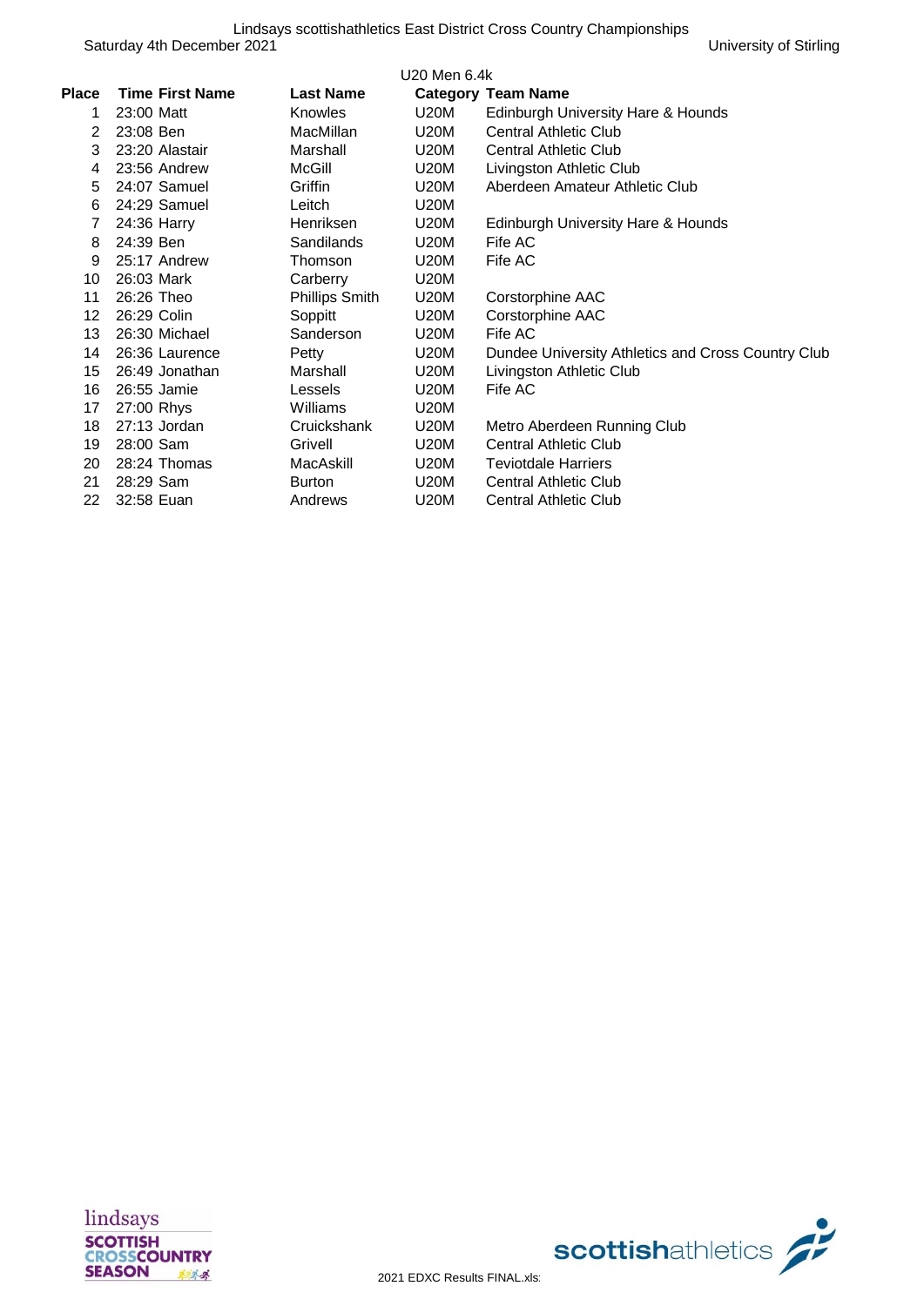Lindsays scottishathletics East District Cross Country Championships

Saturday 4th December 2021 University of Stirling

## U20 Men 6.4k

| Place | Time | First Name | Last Name | Category | Team Name |
|---|---|---|---|---|---|
| 1 | 23:00 | Matt | Knowles | U20M | Edinburgh University Hare & Hounds |
| 2 | 23:08 | Ben | MacMillan | U20M | Central Athletic Club |
| 3 | 23:20 | Alastair | Marshall | U20M | Central Athletic Club |
| 4 | 23:56 | Andrew | McGill | U20M | Livingston Athletic Club |
| 5 | 24:07 | Samuel | Griffin | U20M | Aberdeen Amateur Athletic Club |
| 6 | 24:29 | Samuel | Leitch | U20M | |
| 7 | 24:36 | Harry | Henriksen | U20M | Edinburgh University Hare & Hounds |
| 8 | 24:39 | Ben | Sandilands | U20M | Fife AC |
| 9 | 25:17 | Andrew | Thomson | U20M | Fife AC |
| 10 | 26:03 | Mark | Carberry | U20M | |
| 11 | 26:26 | Theo | Phillips Smith | U20M | Corstorphine AAC |
| 12 | 26:29 | Colin | Soppitt | U20M | Corstorphine AAC |
| 13 | 26:30 | Michael | Sanderson | U20M | Fife AC |
| 14 | 26:36 | Laurence | Petty | U20M | Dundee University Athletics and Cross Country Club |
| 15 | 26:49 | Jonathan | Marshall | U20M | Livingston Athletic Club |
| 16 | 26:55 | Jamie | Lessels | U20M | Fife AC |
| 17 | 27:00 | Rhys | Williams | U20M | |
| 18 | 27:13 | Jordan | Cruickshank | U20M | Metro Aberdeen Running Club |
| 19 | 28:00 | Sam | Grivell | U20M | Central Athletic Club |
| 20 | 28:24 | Thomas | MacAskill | U20M | Teviotdale Harriers |
| 21 | 28:29 | Sam | Burton | U20M | Central Athletic Club |
| 22 | 32:58 | Euan | Andrews | U20M | Central Athletic Club |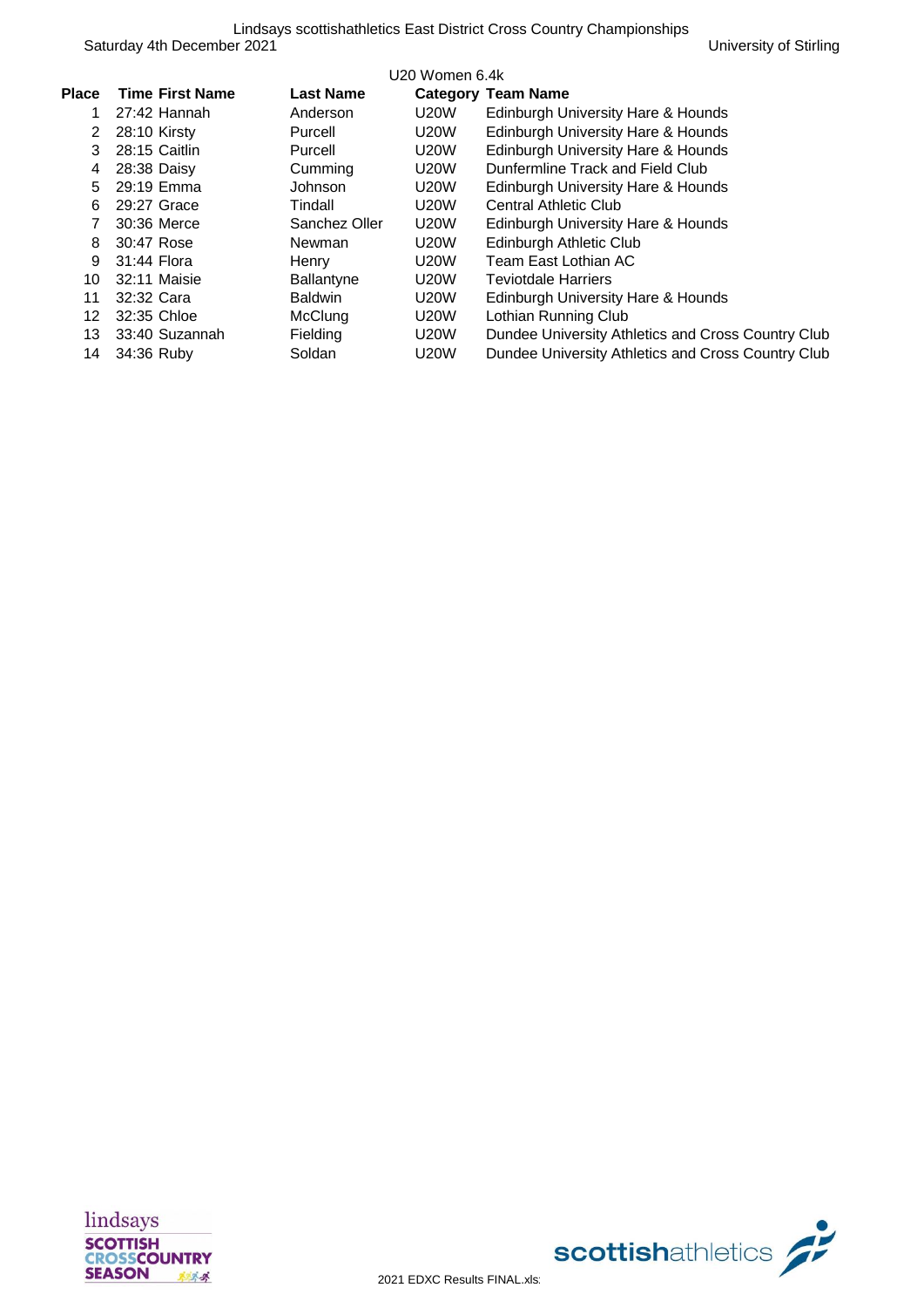Lindsays scottishathletics East District Cross Country Championships

Saturday 4th December 2021 University of Stirling

## U20 Women 6.4k

| Place | Time | First Name | Last Name | Category | Team Name |
|---|---|---|---|---|---|
| 1 | 27:42 | Hannah | Anderson | U20W | Edinburgh University Hare & Hounds |
| 2 | 28:10 | Kirsty | Purcell | U20W | Edinburgh University Hare & Hounds |
| 3 | 28:15 | Caitlin | Purcell | U20W | Edinburgh University Hare & Hounds |
| 4 | 28:38 | Daisy | Cumming | U20W | Dunfermline Track and Field Club |
| 5 | 29:19 | Emma | Johnson | U20W | Edinburgh University Hare & Hounds |
| 6 | 29:27 | Grace | Tindall | U20W | Central Athletic Club |
| 7 | 30:36 | Merce | Sanchez Oller | U20W | Edinburgh University Hare & Hounds |
| 8 | 30:47 | Rose | Newman | U20W | Edinburgh Athletic Club |
| 9 | 31:44 | Flora | Henry | U20W | Team East Lothian AC |
| 10 | 32:11 | Maisie | Ballantyne | U20W | Teviotdale Harriers |
| 11 | 32:32 | Cara | Baldwin | U20W | Edinburgh University Hare & Hounds |
| 12 | 32:35 | Chloe | McClung | U20W | Lothian Running Club |
| 13 | 33:40 | Suzannah | Fielding | U20W | Dundee University Athletics and Cross Country Club |
| 14 | 34:36 | Ruby | Soldan | U20W | Dundee University Athletics and Cross Country Club |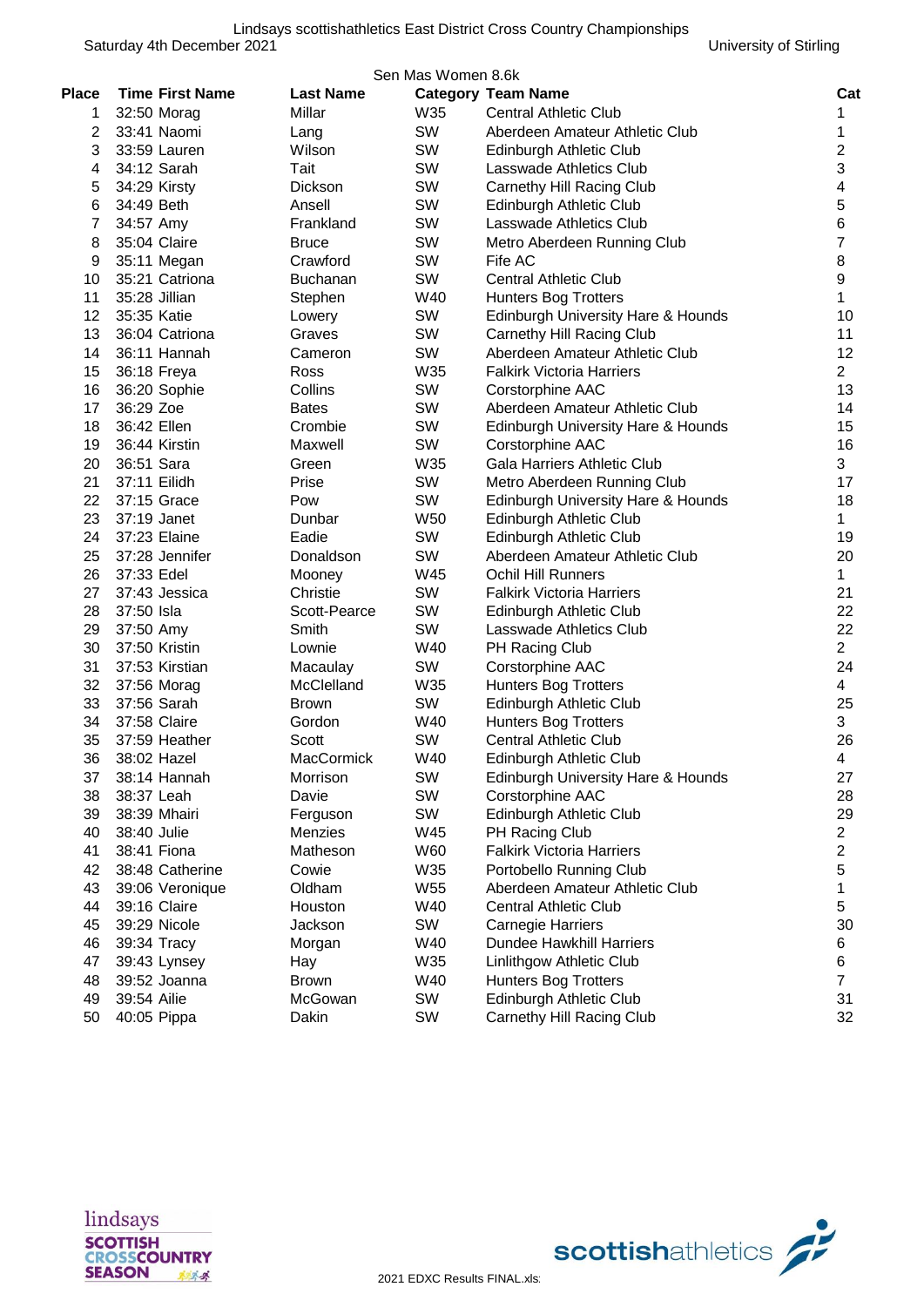Lindsays scottishathletics East District Cross Country Championships

Saturday 4th December 2021 University of Stirling

Sen Mas Women 8.6k

| Place | Time | First Name | Last Name | Category | Team Name | Cat |
|---|---|---|---|---|---|---|
| 1 | 32:50 | Morag | Millar | W35 | Central Athletic Club | 1 |
| 2 | 33:41 | Naomi | Lang | SW | Aberdeen Amateur Athletic Club | 1 |
| 3 | 33:59 | Lauren | Wilson | SW | Edinburgh Athletic Club | 2 |
| 4 | 34:12 | Sarah | Tait | SW | Lasswade Athletics Club | 3 |
| 5 | 34:29 | Kirsty | Dickson | SW | Carnethy Hill Racing Club | 4 |
| 6 | 34:49 | Beth | Ansell | SW | Edinburgh Athletic Club | 5 |
| 7 | 34:57 | Amy | Frankland | SW | Lasswade Athletics Club | 6 |
| 8 | 35:04 | Claire | Bruce | SW | Metro Aberdeen Running Club | 7 |
| 9 | 35:11 | Megan | Crawford | SW | Fife AC | 8 |
| 10 | 35:21 | Catriona | Buchanan | SW | Central Athletic Club | 9 |
| 11 | 35:28 | Jillian | Stephen | W40 | Hunters Bog Trotters | 1 |
| 12 | 35:35 | Katie | Lowery | SW | Edinburgh University Hare & Hounds | 10 |
| 13 | 36:04 | Catriona | Graves | SW | Carnethy Hill Racing Club | 11 |
| 14 | 36:11 | Hannah | Cameron | SW | Aberdeen Amateur Athletic Club | 12 |
| 15 | 36:18 | Freya | Ross | W35 | Falkirk Victoria Harriers | 2 |
| 16 | 36:20 | Sophie | Collins | SW | Corstorphine AAC | 13 |
| 17 | 36:29 | Zoe | Bates | SW | Aberdeen Amateur Athletic Club | 14 |
| 18 | 36:42 | Ellen | Crombie | SW | Edinburgh University Hare & Hounds | 15 |
| 19 | 36:44 | Kirstin | Maxwell | SW | Corstorphine AAC | 16 |
| 20 | 36:51 | Sara | Green | W35 | Gala Harriers Athletic Club | 3 |
| 21 | 37:11 | Eilidh | Prise | SW | Metro Aberdeen Running Club | 17 |
| 22 | 37:15 | Grace | Pow | SW | Edinburgh University Hare & Hounds | 18 |
| 23 | 37:19 | Janet | Dunbar | W50 | Edinburgh Athletic Club | 1 |
| 24 | 37:23 | Elaine | Eadie | SW | Edinburgh Athletic Club | 19 |
| 25 | 37:28 | Jennifer | Donaldson | SW | Aberdeen Amateur Athletic Club | 20 |
| 26 | 37:33 | Edel | Mooney | W45 | Ochil Hill Runners | 1 |
| 27 | 37:43 | Jessica | Christie | SW | Falkirk Victoria Harriers | 21 |
| 28 | 37:50 | Isla | Scott-Pearce | SW | Edinburgh Athletic Club | 22 |
| 29 | 37:50 | Amy | Smith | SW | Lasswade Athletics Club | 22 |
| 30 | 37:50 | Kristin | Lownie | W40 | PH Racing Club | 2 |
| 31 | 37:53 | Kirstian | Macaulay | SW | Corstorphine AAC | 24 |
| 32 | 37:56 | Morag | McClelland | W35 | Hunters Bog Trotters | 4 |
| 33 | 37:56 | Sarah | Brown | SW | Edinburgh Athletic Club | 25 |
| 34 | 37:58 | Claire | Gordon | W40 | Hunters Bog Trotters | 3 |
| 35 | 37:59 | Heather | Scott | SW | Central Athletic Club | 26 |
| 36 | 38:02 | Hazel | MacCormick | W40 | Edinburgh Athletic Club | 4 |
| 37 | 38:14 | Hannah | Morrison | SW | Edinburgh University Hare & Hounds | 27 |
| 38 | 38:37 | Leah | Davie | SW | Corstorphine AAC | 28 |
| 39 | 38:39 | Mhairi | Ferguson | SW | Edinburgh Athletic Club | 29 |
| 40 | 38:40 | Julie | Menzies | W45 | PH Racing Club | 2 |
| 41 | 38:41 | Fiona | Matheson | W60 | Falkirk Victoria Harriers | 2 |
| 42 | 38:48 | Catherine | Cowie | W35 | Portobello Running Club | 5 |
| 43 | 39:06 | Veronique | Oldham | W55 | Aberdeen Amateur Athletic Club | 1 |
| 44 | 39:16 | Claire | Houston | W40 | Central Athletic Club | 5 |
| 45 | 39:29 | Nicole | Jackson | SW | Carnegie Harriers | 30 |
| 46 | 39:34 | Tracy | Morgan | W40 | Dundee Hawkhill Harriers | 6 |
| 47 | 39:43 | Lynsey | Hay | W35 | Linlithgow Athletic Club | 6 |
| 48 | 39:52 | Joanna | Brown | W40 | Hunters Bog Trotters | 7 |
| 49 | 39:54 | Ailie | McGowan | SW | Edinburgh Athletic Club | 31 |
| 50 | 40:05 | Pippa | Dakin | SW | Carnethy Hill Racing Club | 32 |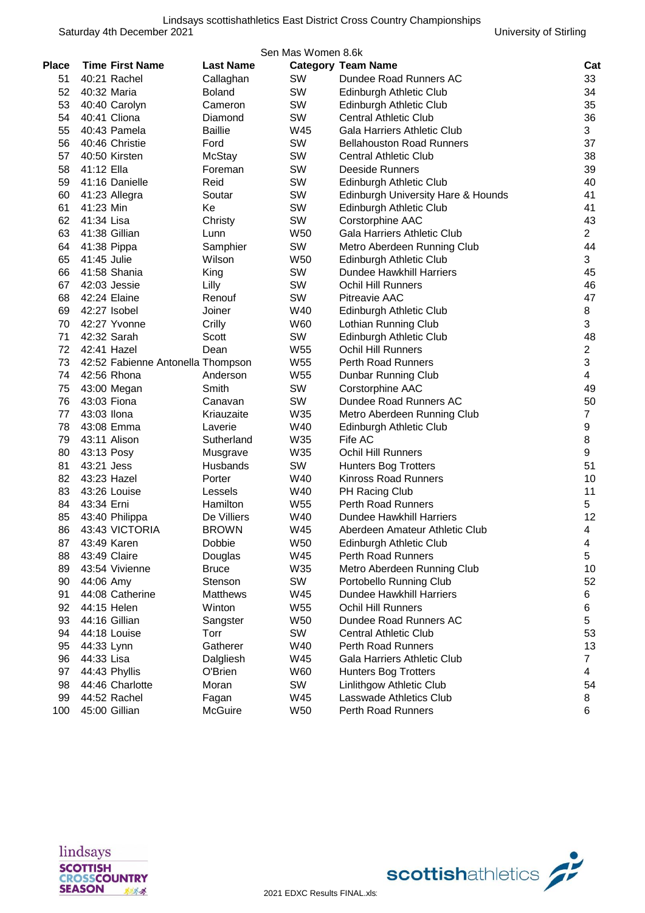Lindsays scottishathletics East District Cross Country Championships

Saturday 4th December 2021 University of Stirling

Sen Mas Women 8.6k

| Place | Time | First Name | Last Name | Category | Team Name | Cat |
|---|---|---|---|---|---|---|
| 51 | 40:21 | Rachel | Callaghan | SW | Dundee Road Runners AC | 33 |
| 52 | 40:32 | Maria | Boland | SW | Edinburgh Athletic Club | 34 |
| 53 | 40:40 | Carolyn | Cameron | SW | Edinburgh Athletic Club | 35 |
| 54 | 40:41 | Cliona | Diamond | SW | Central Athletic Club | 36 |
| 55 | 40:43 | Pamela | Baillie | W45 | Gala Harriers Athletic Club | 3 |
| 56 | 40:46 | Christie | Ford | SW | Bellahouston Road Runners | 37 |
| 57 | 40:50 | Kirsten | McStay | SW | Central Athletic Club | 38 |
| 58 | 41:12 | Ella | Foreman | SW | Deeside Runners | 39 |
| 59 | 41:16 | Danielle | Reid | SW | Edinburgh Athletic Club | 40 |
| 60 | 41:23 | Allegra | Soutar | SW | Edinburgh University Hare & Hounds | 41 |
| 61 | 41:23 | Min | Ke | SW | Edinburgh Athletic Club | 41 |
| 62 | 41:34 | Lisa | Christy | SW | Corstorphine AAC | 43 |
| 63 | 41:38 | Gillian | Lunn | W50 | Gala Harriers Athletic Club | 2 |
| 64 | 41:38 | Pippa | Samphier | SW | Metro Aberdeen Running Club | 44 |
| 65 | 41:45 | Julie | Wilson | W50 | Edinburgh Athletic Club | 3 |
| 66 | 41:58 | Shania | King | SW | Dundee Hawkhill Harriers | 45 |
| 67 | 42:03 | Jessie | Lilly | SW | Ochil Hill Runners | 46 |
| 68 | 42:24 | Elaine | Renouf | SW | Pitreavie AAC | 47 |
| 69 | 42:27 | Isobel | Joiner | W40 | Edinburgh Athletic Club | 8 |
| 70 | 42:27 | Yvonne | Crilly | W60 | Lothian Running Club | 3 |
| 71 | 42:32 | Sarah | Scott | SW | Edinburgh Athletic Club | 48 |
| 72 | 42:41 | Hazel | Dean | W55 | Ochil Hill Runners | 2 |
| 73 | 42:52 | Fabienne Antonella | Thompson | W55 | Perth Road Runners | 3 |
| 74 | 42:56 | Rhona | Anderson | W55 | Dunbar Running Club | 4 |
| 75 | 43:00 | Megan | Smith | SW | Corstorphine AAC | 49 |
| 76 | 43:03 | Fiona | Canavan | SW | Dundee Road Runners AC | 50 |
| 77 | 43:03 | Ilona | Kriauzaite | W35 | Metro Aberdeen Running Club | 7 |
| 78 | 43:08 | Emma | Laverie | W40 | Edinburgh Athletic Club | 9 |
| 79 | 43:11 | Alison | Sutherland | W35 | Fife AC | 8 |
| 80 | 43:13 | Posy | Musgrave | W35 | Ochil Hill Runners | 9 |
| 81 | 43:21 | Jess | Husbands | SW | Hunters Bog Trotters | 51 |
| 82 | 43:23 | Hazel | Porter | W40 | Kinross Road Runners | 10 |
| 83 | 43:26 | Louise | Lessels | W40 | PH Racing Club | 11 |
| 84 | 43:34 | Erni | Hamilton | W55 | Perth Road Runners | 5 |
| 85 | 43:40 | Philippa | De Villiers | W40 | Dundee Hawkhill Harriers | 12 |
| 86 | 43:43 | VICTORIA | BROWN | W45 | Aberdeen Amateur Athletic Club | 4 |
| 87 | 43:49 | Karen | Dobbie | W50 | Edinburgh Athletic Club | 4 |
| 88 | 43:49 | Claire | Douglas | W45 | Perth Road Runners | 5 |
| 89 | 43:54 | Vivienne | Bruce | W35 | Metro Aberdeen Running Club | 10 |
| 90 | 44:06 | Amy | Stenson | SW | Portobello Running Club | 52 |
| 91 | 44:08 | Catherine | Matthews | W45 | Dundee Hawkhill Harriers | 6 |
| 92 | 44:15 | Helen | Winton | W55 | Ochil Hill Runners | 6 |
| 93 | 44:16 | Gillian | Sangster | W50 | Dundee Road Runners AC | 5 |
| 94 | 44:18 | Louise | Torr | SW | Central Athletic Club | 53 |
| 95 | 44:33 | Lynn | Gatherer | W40 | Perth Road Runners | 13 |
| 96 | 44:33 | Lisa | Dalgliesh | W45 | Gala Harriers Athletic Club | 7 |
| 97 | 44:43 | Phyllis | O'Brien | W60 | Hunters Bog Trotters | 4 |
| 98 | 44:46 | Charlotte | Moran | SW | Linlithgow Athletic Club | 54 |
| 99 | 44:52 | Rachel | Fagan | W45 | Lasswade Athletics Club | 8 |
| 100 | 45:00 | Gillian | McGuire | W50 | Perth Road Runners | 6 |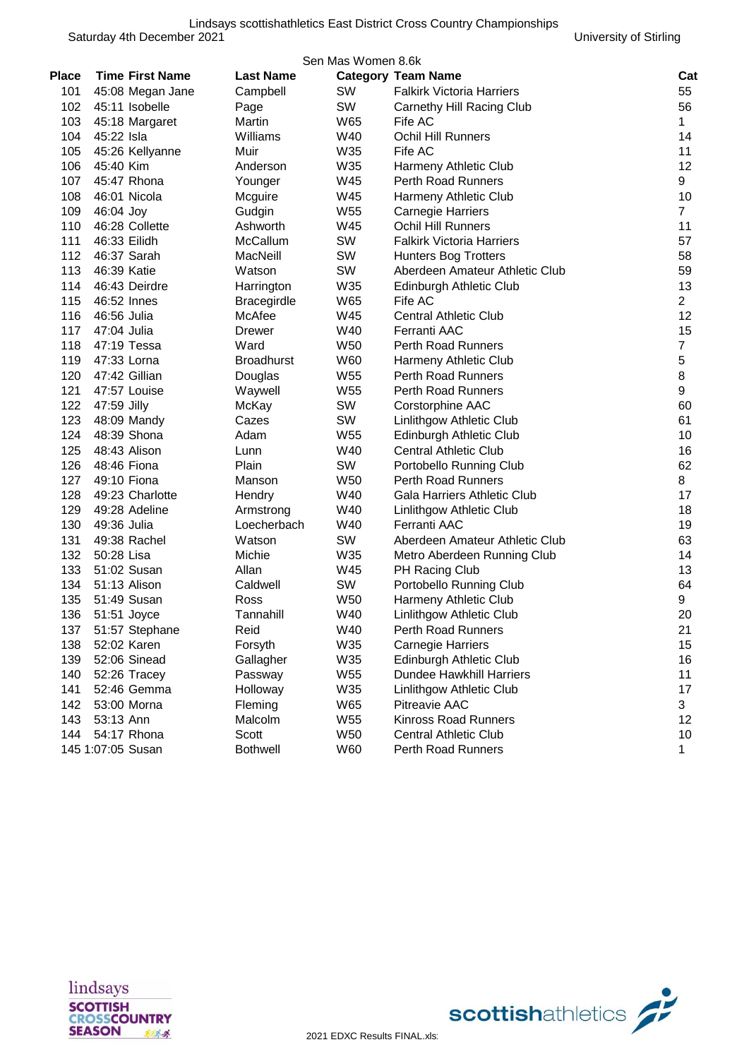Lindsays scottishathletics East District Cross Country Championships

Saturday 4th December 2021 University of Stirling

Sen Mas Women 8.6k

| Place | Time | First Name | Last Name | Category | Team Name | Cat |
|---|---|---|---|---|---|---|
| 101 | 45:08 | Megan Jane | Campbell | SW | Falkirk Victoria Harriers | 55 |
| 102 | 45:11 | Isobelle | Page | SW | Carnethy Hill Racing Club | 56 |
| 103 | 45:18 | Margaret | Martin | W65 | Fife AC | 1 |
| 104 | 45:22 | Isla | Williams | W40 | Ochil Hill Runners | 14 |
| 105 | 45:26 | Kellyanne | Muir | W35 | Fife AC | 11 |
| 106 | 45:40 | Kim | Anderson | W35 | Harmeny Athletic Club | 12 |
| 107 | 45:47 | Rhona | Younger | W45 | Perth Road Runners | 9 |
| 108 | 46:01 | Nicola | Mcguire | W45 | Harmeny Athletic Club | 10 |
| 109 | 46:04 | Joy | Gudgin | W55 | Carnegie Harriers | 7 |
| 110 | 46:28 | Collette | Ashworth | W45 | Ochil Hill Runners | 11 |
| 111 | 46:33 | Eilidh | McCallum | SW | Falkirk Victoria Harriers | 57 |
| 112 | 46:37 | Sarah | MacNeill | SW | Hunters Bog Trotters | 58 |
| 113 | 46:39 | Katie | Watson | SW | Aberdeen Amateur Athletic Club | 59 |
| 114 | 46:43 | Deirdre | Harrington | W35 | Edinburgh Athletic Club | 13 |
| 115 | 46:52 | Innes | Bracegirdle | W65 | Fife AC | 2 |
| 116 | 46:56 | Julia | McAfee | W45 | Central Athletic Club | 12 |
| 117 | 47:04 | Julia | Drewer | W40 | Ferranti AAC | 15 |
| 118 | 47:19 | Tessa | Ward | W50 | Perth Road Runners | 7 |
| 119 | 47:33 | Lorna | Broadhurst | W60 | Harmeny Athletic Club | 5 |
| 120 | 47:42 | Gillian | Douglas | W55 | Perth Road Runners | 8 |
| 121 | 47:57 | Louise | Waywell | W55 | Perth Road Runners | 9 |
| 122 | 47:59 | Jilly | McKay | SW | Corstorphine AAC | 60 |
| 123 | 48:09 | Mandy | Cazes | SW | Linlithgow Athletic Club | 61 |
| 124 | 48:39 | Shona | Adam | W55 | Edinburgh Athletic Club | 10 |
| 125 | 48:43 | Alison | Lunn | W40 | Central Athletic Club | 16 |
| 126 | 48:46 | Fiona | Plain | SW | Portobello Running Club | 62 |
| 127 | 49:10 | Fiona | Manson | W50 | Perth Road Runners | 8 |
| 128 | 49:23 | Charlotte | Hendry | W40 | Gala Harriers Athletic Club | 17 |
| 129 | 49:28 | Adeline | Armstrong | W40 | Linlithgow Athletic Club | 18 |
| 130 | 49:36 | Julia | Loecherbach | W40 | Ferranti AAC | 19 |
| 131 | 49:38 | Rachel | Watson | SW | Aberdeen Amateur Athletic Club | 63 |
| 132 | 50:28 | Lisa | Michie | W35 | Metro Aberdeen Running Club | 14 |
| 133 | 51:02 | Susan | Allan | W45 | PH Racing Club | 13 |
| 134 | 51:13 | Alison | Caldwell | SW | Portobello Running Club | 64 |
| 135 | 51:49 | Susan | Ross | W50 | Harmeny Athletic Club | 9 |
| 136 | 51:51 | Joyce | Tannahill | W40 | Linlithgow Athletic Club | 20 |
| 137 | 51:57 | Stephane | Reid | W40 | Perth Road Runners | 21 |
| 138 | 52:02 | Karen | Forsyth | W35 | Carnegie Harriers | 15 |
| 139 | 52:06 | Sinead | Gallagher | W35 | Edinburgh Athletic Club | 16 |
| 140 | 52:26 | Tracey | Passway | W55 | Dundee Hawkhill Harriers | 11 |
| 141 | 52:46 | Gemma | Holloway | W35 | Linlithgow Athletic Club | 17 |
| 142 | 53:00 | Morna | Fleming | W65 | Pitreavie AAC | 3 |
| 143 | 53:13 | Ann | Malcolm | W55 | Kinross Road Runners | 12 |
| 144 | 54:17 | Rhona | Scott | W50 | Central Athletic Club | 10 |
| 145 | 1:07:05 | Susan | Bothwell | W60 | Perth Road Runners | 1 |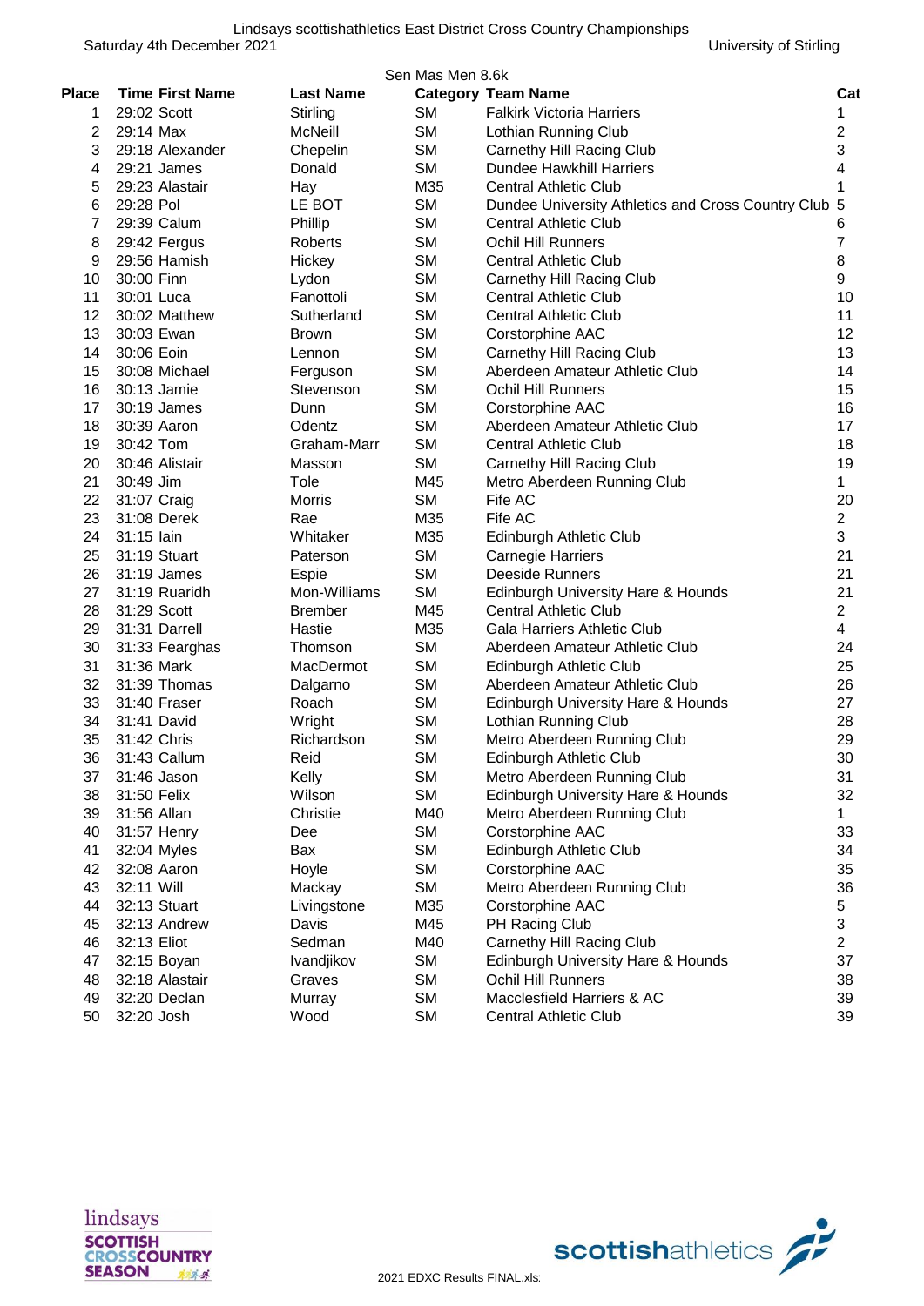Lindsays scottishathletics East District Cross Country Championships

Saturday 4th December 2021 — University of Stirling

Sen Mas Men 8.6k

| Place | Time | First Name | Last Name | Category | Team Name | Cat |
|---|---|---|---|---|---|---|
| 1 | 29:02 | Scott | Stirling | SM | Falkirk Victoria Harriers | 1 |
| 2 | 29:14 | Max | McNeill | SM | Lothian Running Club | 2 |
| 3 | 29:18 | Alexander | Chepelin | SM | Carnethy Hill Racing Club | 3 |
| 4 | 29:21 | James | Donald | SM | Dundee Hawkhill Harriers | 4 |
| 5 | 29:23 | Alastair | Hay | M35 | Central Athletic Club | 1 |
| 6 | 29:28 | Pol | LE BOT | SM | Dundee University Athletics and Cross Country Club | 5 |
| 7 | 29:39 | Calum | Phillip | SM | Central Athletic Club | 6 |
| 8 | 29:42 | Fergus | Roberts | SM | Ochil Hill Runners | 7 |
| 9 | 29:56 | Hamish | Hickey | SM | Central Athletic Club | 8 |
| 10 | 30:00 | Finn | Lydon | SM | Carnethy Hill Racing Club | 9 |
| 11 | 30:01 | Luca | Fanottoli | SM | Central Athletic Club | 10 |
| 12 | 30:02 | Matthew | Sutherland | SM | Central Athletic Club | 11 |
| 13 | 30:03 | Ewan | Brown | SM | Corstorphine AAC | 12 |
| 14 | 30:06 | Eoin | Lennon | SM | Carnethy Hill Racing Club | 13 |
| 15 | 30:08 | Michael | Ferguson | SM | Aberdeen Amateur Athletic Club | 14 |
| 16 | 30:13 | Jamie | Stevenson | SM | Ochil Hill Runners | 15 |
| 17 | 30:19 | James | Dunn | SM | Corstorphine AAC | 16 |
| 18 | 30:39 | Aaron | Odentz | SM | Aberdeen Amateur Athletic Club | 17 |
| 19 | 30:42 | Tom | Graham-Marr | SM | Central Athletic Club | 18 |
| 20 | 30:46 | Alistair | Masson | SM | Carnethy Hill Racing Club | 19 |
| 21 | 30:49 | Jim | Tole | M45 | Metro Aberdeen Running Club | 1 |
| 22 | 31:07 | Craig | Morris | SM | Fife AC | 20 |
| 23 | 31:08 | Derek | Rae | M35 | Fife AC | 2 |
| 24 | 31:15 | Iain | Whitaker | M35 | Edinburgh Athletic Club | 3 |
| 25 | 31:19 | Stuart | Paterson | SM | Carnegie Harriers | 21 |
| 26 | 31:19 | James | Espie | SM | Deeside Runners | 21 |
| 27 | 31:19 | Ruaridh | Mon-Williams | SM | Edinburgh University Hare & Hounds | 21 |
| 28 | 31:29 | Scott | Brember | M45 | Central Athletic Club | 2 |
| 29 | 31:31 | Darrell | Hastie | M35 | Gala Harriers Athletic Club | 4 |
| 30 | 31:33 | Fearghas | Thomson | SM | Aberdeen Amateur Athletic Club | 24 |
| 31 | 31:36 | Mark | MacDermot | SM | Edinburgh Athletic Club | 25 |
| 32 | 31:39 | Thomas | Dalgarno | SM | Aberdeen Amateur Athletic Club | 26 |
| 33 | 31:40 | Fraser | Roach | SM | Edinburgh University Hare & Hounds | 27 |
| 34 | 31:41 | David | Wright | SM | Lothian Running Club | 28 |
| 35 | 31:42 | Chris | Richardson | SM | Metro Aberdeen Running Club | 29 |
| 36 | 31:43 | Callum | Reid | SM | Edinburgh Athletic Club | 30 |
| 37 | 31:46 | Jason | Kelly | SM | Metro Aberdeen Running Club | 31 |
| 38 | 31:50 | Felix | Wilson | SM | Edinburgh University Hare & Hounds | 32 |
| 39 | 31:56 | Allan | Christie | M40 | Metro Aberdeen Running Club | 1 |
| 40 | 31:57 | Henry | Dee | SM | Corstorphine AAC | 33 |
| 41 | 32:04 | Myles | Bax | SM | Edinburgh Athletic Club | 34 |
| 42 | 32:08 | Aaron | Hoyle | SM | Corstorphine AAC | 35 |
| 43 | 32:11 | Will | Mackay | SM | Metro Aberdeen Running Club | 36 |
| 44 | 32:13 | Stuart | Livingstone | M35 | Corstorphine AAC | 5 |
| 45 | 32:13 | Andrew | Davis | M45 | PH Racing Club | 3 |
| 46 | 32:13 | Eliot | Sedman | M40 | Carnethy Hill Racing Club | 2 |
| 47 | 32:15 | Boyan | Ivandjikov | SM | Edinburgh University Hare & Hounds | 37 |
| 48 | 32:18 | Alastair | Graves | SM | Ochil Hill Runners | 38 |
| 49 | 32:20 | Declan | Murray | SM | Macclesfield Harriers & AC | 39 |
| 50 | 32:20 | Josh | Wood | SM | Central Athletic Club | 39 |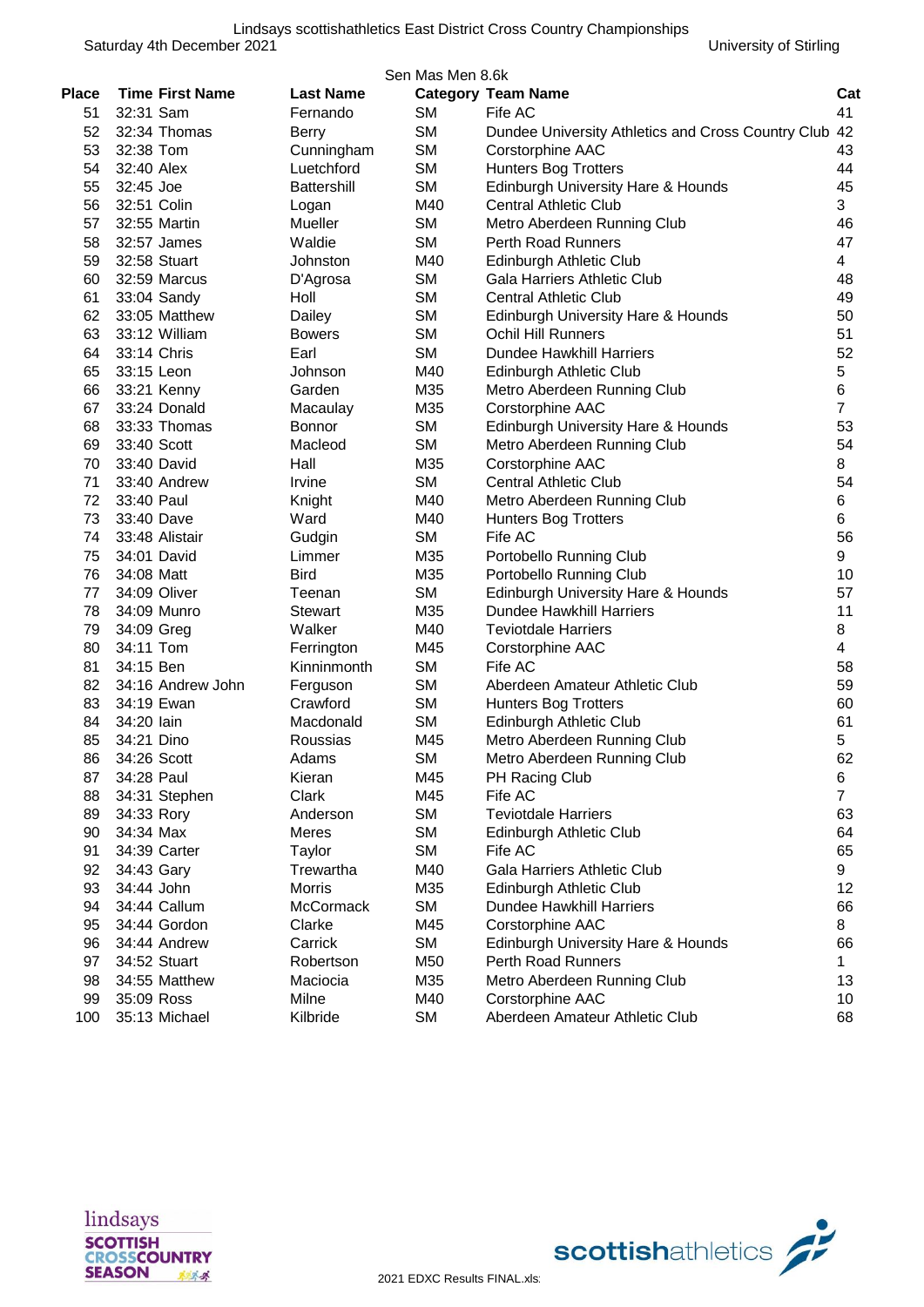Lindsays scottishathletics East District Cross Country Championships

Saturday 4th December 2021 University of Stirling

Sen Mas Men 8.6k

| Place | Time | First Name | Last Name | Category | Team Name | Cat |
|---|---|---|---|---|---|---|
| 51 | 32:31 | Sam | Fernando | SM | Fife AC | 41 |
| 52 | 32:34 | Thomas | Berry | SM | Dundee University Athletics and Cross Country Club | 42 |
| 53 | 32:38 | Tom | Cunningham | SM | Corstorphine AAC | 43 |
| 54 | 32:40 | Alex | Luetchford | SM | Hunters Bog Trotters | 44 |
| 55 | 32:45 | Joe | Battershill | SM | Edinburgh University Hare & Hounds | 45 |
| 56 | 32:51 | Colin | Logan | M40 | Central Athletic Club | 3 |
| 57 | 32:55 | Martin | Mueller | SM | Metro Aberdeen Running Club | 46 |
| 58 | 32:57 | James | Waldie | SM | Perth Road Runners | 47 |
| 59 | 32:58 | Stuart | Johnston | M40 | Edinburgh Athletic Club | 4 |
| 60 | 32:59 | Marcus | D'Agrosa | SM | Gala Harriers Athletic Club | 48 |
| 61 | 33:04 | Sandy | Holl | SM | Central Athletic Club | 49 |
| 62 | 33:05 | Matthew | Dailey | SM | Edinburgh University Hare & Hounds | 50 |
| 63 | 33:12 | William | Bowers | SM | Ochil Hill Runners | 51 |
| 64 | 33:14 | Chris | Earl | SM | Dundee Hawkhill Harriers | 52 |
| 65 | 33:15 | Leon | Johnson | M40 | Edinburgh Athletic Club | 5 |
| 66 | 33:21 | Kenny | Garden | M35 | Metro Aberdeen Running Club | 6 |
| 67 | 33:24 | Donald | Macaulay | M35 | Corstorphine AAC | 7 |
| 68 | 33:33 | Thomas | Bonnor | SM | Edinburgh University Hare & Hounds | 53 |
| 69 | 33:40 | Scott | Macleod | SM | Metro Aberdeen Running Club | 54 |
| 70 | 33:40 | David | Hall | M35 | Corstorphine AAC | 8 |
| 71 | 33:40 | Andrew | Irvine | SM | Central Athletic Club | 54 |
| 72 | 33:40 | Paul | Knight | M40 | Metro Aberdeen Running Club | 6 |
| 73 | 33:40 | Dave | Ward | M40 | Hunters Bog Trotters | 6 |
| 74 | 33:48 | Alistair | Gudgin | SM | Fife AC | 56 |
| 75 | 34:01 | David | Limmer | M35 | Portobello Running Club | 9 |
| 76 | 34:08 | Matt | Bird | M35 | Portobello Running Club | 10 |
| 77 | 34:09 | Oliver | Teenan | SM | Edinburgh University Hare & Hounds | 57 |
| 78 | 34:09 | Munro | Stewart | M35 | Dundee Hawkhill Harriers | 11 |
| 79 | 34:09 | Greg | Walker | M40 | Teviotdale Harriers | 8 |
| 80 | 34:11 | Tom | Ferrington | M45 | Corstorphine AAC | 4 |
| 81 | 34:15 | Ben | Kinninmonth | SM | Fife AC | 58 |
| 82 | 34:16 | Andrew John | Ferguson | SM | Aberdeen Amateur Athletic Club | 59 |
| 83 | 34:19 | Ewan | Crawford | SM | Hunters Bog Trotters | 60 |
| 84 | 34:20 | Iain | Macdonald | SM | Edinburgh Athletic Club | 61 |
| 85 | 34:21 | Dino | Roussias | M45 | Metro Aberdeen Running Club | 5 |
| 86 | 34:26 | Scott | Adams | SM | Metro Aberdeen Running Club | 62 |
| 87 | 34:28 | Paul | Kieran | M45 | PH Racing Club | 6 |
| 88 | 34:31 | Stephen | Clark | M45 | Fife AC | 7 |
| 89 | 34:33 | Rory | Anderson | SM | Teviotdale Harriers | 63 |
| 90 | 34:34 | Max | Meres | SM | Edinburgh Athletic Club | 64 |
| 91 | 34:39 | Carter | Taylor | SM | Fife AC | 65 |
| 92 | 34:43 | Gary | Trewartha | M40 | Gala Harriers Athletic Club | 9 |
| 93 | 34:44 | John | Morris | M35 | Edinburgh Athletic Club | 12 |
| 94 | 34:44 | Callum | McCormack | SM | Dundee Hawkhill Harriers | 66 |
| 95 | 34:44 | Gordon | Clarke | M45 | Corstorphine AAC | 8 |
| 96 | 34:44 | Andrew | Carrick | SM | Edinburgh University Hare & Hounds | 66 |
| 97 | 34:52 | Stuart | Robertson | M50 | Perth Road Runners | 1 |
| 98 | 34:55 | Matthew | Maciocia | M35 | Metro Aberdeen Running Club | 13 |
| 99 | 35:09 | Ross | Milne | M40 | Corstorphine AAC | 10 |
| 100 | 35:13 | Michael | Kilbride | SM | Aberdeen Amateur Athletic Club | 68 |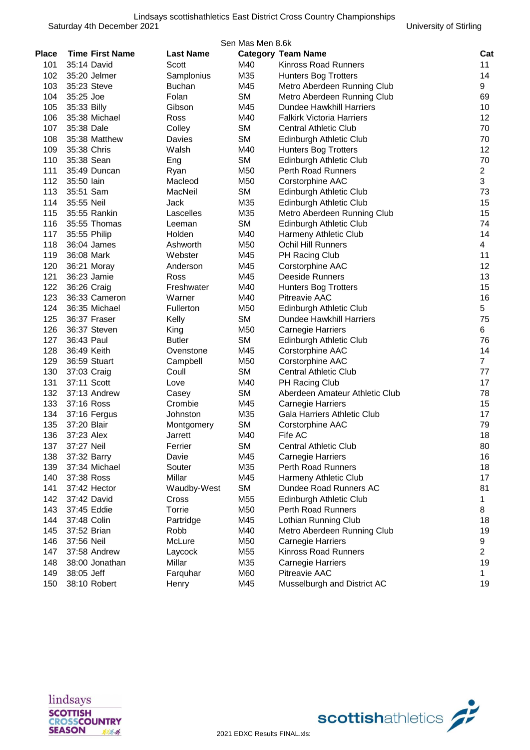Lindsays scottishathletics East District Cross Country Championships

Saturday 4th December 2021 — University of Stirling

Sen Mas Men 8.6k

| Place | Time | First Name | Last Name | Category | Team Name | Cat |
|---|---|---|---|---|---|---|
| 101 | 35:14 | David | Scott | M40 | Kinross Road Runners | 11 |
| 102 | 35:20 | Jelmer | Samplonius | M35 | Hunters Bog Trotters | 14 |
| 103 | 35:23 | Steve | Buchan | M45 | Metro Aberdeen Running Club | 9 |
| 104 | 35:25 | Joe | Folan | SM | Metro Aberdeen Running Club | 69 |
| 105 | 35:33 | Billy | Gibson | M45 | Dundee Hawkhill Harriers | 10 |
| 106 | 35:38 | Michael | Ross | M40 | Falkirk Victoria Harriers | 12 |
| 107 | 35:38 | Dale | Colley | SM | Central Athletic Club | 70 |
| 108 | 35:38 | Matthew | Davies | SM | Edinburgh Athletic Club | 70 |
| 109 | 35:38 | Chris | Walsh | M40 | Hunters Bog Trotters | 12 |
| 110 | 35:38 | Sean | Eng | SM | Edinburgh Athletic Club | 70 |
| 111 | 35:49 | Duncan | Ryan | M50 | Perth Road Runners | 2 |
| 112 | 35:50 | Iain | Macleod | M50 | Corstorphine AAC | 3 |
| 113 | 35:51 | Sam | MacNeil | SM | Edinburgh Athletic Club | 73 |
| 114 | 35:55 | Neil | Jack | M35 | Edinburgh Athletic Club | 15 |
| 115 | 35:55 | Rankin | Lascelles | M35 | Metro Aberdeen Running Club | 15 |
| 116 | 35:55 | Thomas | Leeman | SM | Edinburgh Athletic Club | 74 |
| 117 | 35:55 | Philip | Holden | M40 | Harmeny Athletic Club | 14 |
| 118 | 36:04 | James | Ashworth | M50 | Ochil Hill Runners | 4 |
| 119 | 36:08 | Mark | Webster | M45 | PH Racing Club | 11 |
| 120 | 36:21 | Moray | Anderson | M45 | Corstorphine AAC | 12 |
| 121 | 36:23 | Jamie | Ross | M45 | Deeside Runners | 13 |
| 122 | 36:26 | Craig | Freshwater | M40 | Hunters Bog Trotters | 15 |
| 123 | 36:33 | Cameron | Warner | M40 | Pitreavie AAC | 16 |
| 124 | 36:35 | Michael | Fullerton | M50 | Edinburgh Athletic Club | 5 |
| 125 | 36:37 | Fraser | Kelly | SM | Dundee Hawkhill Harriers | 75 |
| 126 | 36:37 | Steven | King | M50 | Carnegie Harriers | 6 |
| 127 | 36:43 | Paul | Butler | SM | Edinburgh Athletic Club | 76 |
| 128 | 36:49 | Keith | Ovenstone | M45 | Corstorphine AAC | 14 |
| 129 | 36:59 | Stuart | Campbell | M50 | Corstorphine AAC | 7 |
| 130 | 37:03 | Craig | Coull | SM | Central Athletic Club | 77 |
| 131 | 37:11 | Scott | Love | M40 | PH Racing Club | 17 |
| 132 | 37:13 | Andrew | Casey | SM | Aberdeen Amateur Athletic Club | 78 |
| 133 | 37:16 | Ross | Crombie | M45 | Carnegie Harriers | 15 |
| 134 | 37:16 | Fergus | Johnston | M35 | Gala Harriers Athletic Club | 17 |
| 135 | 37:20 | Blair | Montgomery | SM | Corstorphine AAC | 79 |
| 136 | 37:23 | Alex | Jarrett | M40 | Fife AC | 18 |
| 137 | 37:27 | Neil | Ferrier | SM | Central Athletic Club | 80 |
| 138 | 37:32 | Barry | Davie | M45 | Carnegie Harriers | 16 |
| 139 | 37:34 | Michael | Souter | M35 | Perth Road Runners | 18 |
| 140 | 37:38 | Ross | Millar | M45 | Harmeny Athletic Club | 17 |
| 141 | 37:42 | Hector | Waudby-West | SM | Dundee Road Runners AC | 81 |
| 142 | 37:42 | David | Cross | M55 | Edinburgh Athletic Club | 1 |
| 143 | 37:45 | Eddie | Torrie | M50 | Perth Road Runners | 8 |
| 144 | 37:48 | Colin | Partridge | M45 | Lothian Running Club | 18 |
| 145 | 37:52 | Brian | Robb | M40 | Metro Aberdeen Running Club | 19 |
| 146 | 37:56 | Neil | McLure | M50 | Carnegie Harriers | 9 |
| 147 | 37:58 | Andrew | Laycock | M55 | Kinross Road Runners | 2 |
| 148 | 38:00 | Jonathan | Millar | M35 | Carnegie Harriers | 19 |
| 149 | 38:05 | Jeff | Farquhar | M60 | Pitreavie AAC | 1 |
| 150 | 38:10 | Robert | Henry | M45 | Musselburgh and District AC | 19 |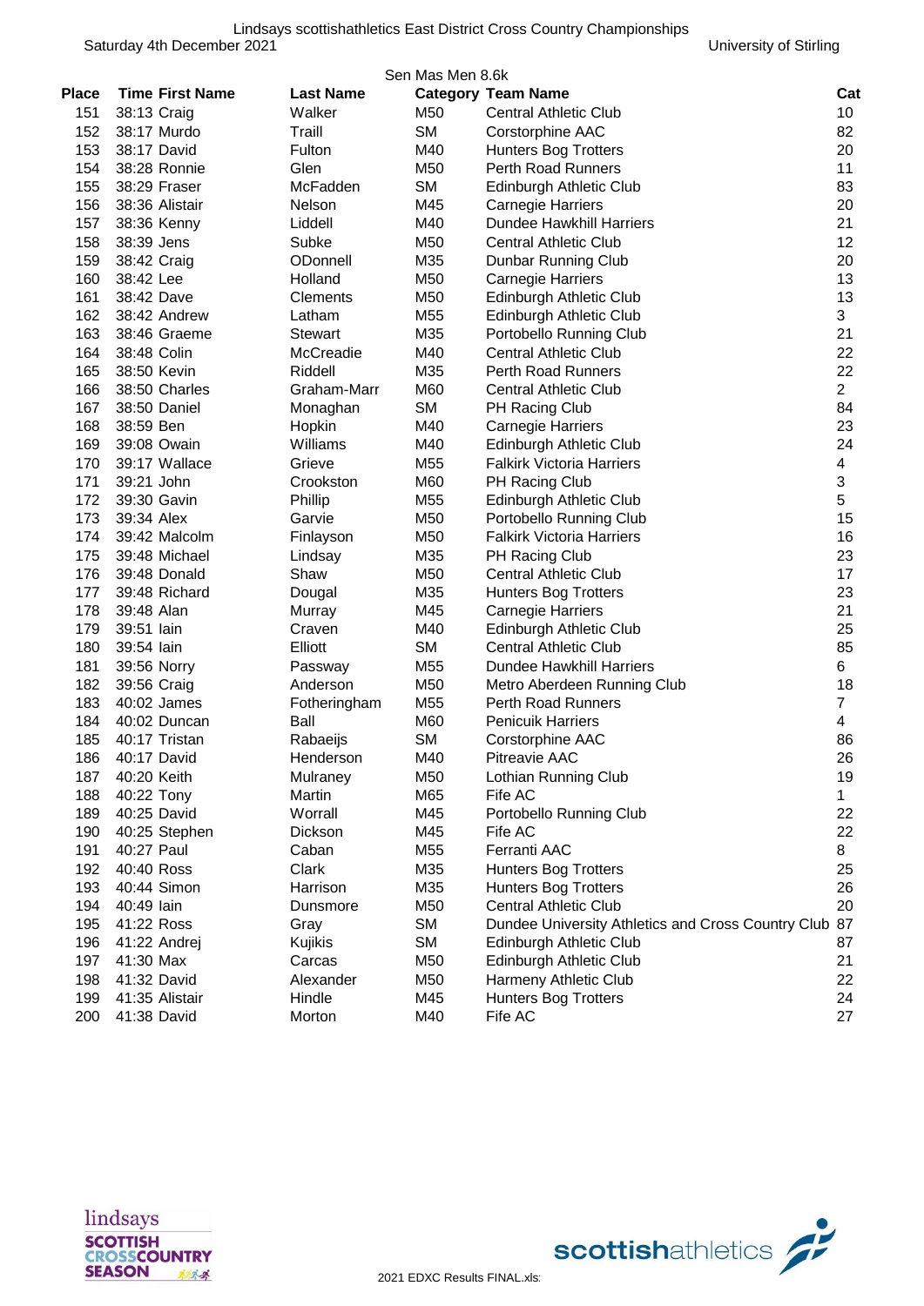Lindsays scottishathletics East District Cross Country Championships

Saturday 4th December 2021 — University of Stirling

Sen Mas Men 8.6k

| Place | Time | First Name | Last Name | Category | Team Name | Cat |
|---|---|---|---|---|---|---|
| 151 | 38:13 | Craig | Walker | M50 | Central Athletic Club | 10 |
| 152 | 38:17 | Murdo | Traill | SM | Corstorphine AAC | 82 |
| 153 | 38:17 | David | Fulton | M40 | Hunters Bog Trotters | 20 |
| 154 | 38:28 | Ronnie | Glen | M50 | Perth Road Runners | 11 |
| 155 | 38:29 | Fraser | McFadden | SM | Edinburgh Athletic Club | 83 |
| 156 | 38:36 | Alistair | Nelson | M45 | Carnegie Harriers | 20 |
| 157 | 38:36 | Kenny | Liddell | M40 | Dundee Hawkhill Harriers | 21 |
| 158 | 38:39 | Jens | Subke | M50 | Central Athletic Club | 12 |
| 159 | 38:42 | Craig | ODonnell | M35 | Dunbar Running Club | 20 |
| 160 | 38:42 | Lee | Holland | M50 | Carnegie Harriers | 13 |
| 161 | 38:42 | Dave | Clements | M50 | Edinburgh Athletic Club | 13 |
| 162 | 38:42 | Andrew | Latham | M55 | Edinburgh Athletic Club | 3 |
| 163 | 38:46 | Graeme | Stewart | M35 | Portobello Running Club | 21 |
| 164 | 38:48 | Colin | McCreadie | M40 | Central Athletic Club | 22 |
| 165 | 38:50 | Kevin | Riddell | M35 | Perth Road Runners | 22 |
| 166 | 38:50 | Charles | Graham-Marr | M60 | Central Athletic Club | 2 |
| 167 | 38:50 | Daniel | Monaghan | SM | PH Racing Club | 84 |
| 168 | 38:59 | Ben | Hopkin | M40 | Carnegie Harriers | 23 |
| 169 | 39:08 | Owain | Williams | M40 | Edinburgh Athletic Club | 24 |
| 170 | 39:17 | Wallace | Grieve | M55 | Falkirk Victoria Harriers | 4 |
| 171 | 39:21 | John | Crookston | M60 | PH Racing Club | 3 |
| 172 | 39:30 | Gavin | Phillip | M55 | Edinburgh Athletic Club | 5 |
| 173 | 39:34 | Alex | Garvie | M50 | Portobello Running Club | 15 |
| 174 | 39:42 | Malcolm | Finlayson | M50 | Falkirk Victoria Harriers | 16 |
| 175 | 39:48 | Michael | Lindsay | M35 | PH Racing Club | 23 |
| 176 | 39:48 | Donald | Shaw | M50 | Central Athletic Club | 17 |
| 177 | 39:48 | Richard | Dougal | M35 | Hunters Bog Trotters | 23 |
| 178 | 39:48 | Alan | Murray | M45 | Carnegie Harriers | 21 |
| 179 | 39:51 | Iain | Craven | M40 | Edinburgh Athletic Club | 25 |
| 180 | 39:54 | Iain | Elliott | SM | Central Athletic Club | 85 |
| 181 | 39:56 | Norry | Passway | M55 | Dundee Hawkhill Harriers | 6 |
| 182 | 39:56 | Craig | Anderson | M50 | Metro Aberdeen Running Club | 18 |
| 183 | 40:02 | James | Fotheringham | M55 | Perth Road Runners | 7 |
| 184 | 40:02 | Duncan | Ball | M60 | Penicuik Harriers | 4 |
| 185 | 40:17 | Tristan | Rabaeijs | SM | Corstorphine AAC | 86 |
| 186 | 40:17 | David | Henderson | M40 | Pitreavie AAC | 26 |
| 187 | 40:20 | Keith | Mulraney | M50 | Lothian Running Club | 19 |
| 188 | 40:22 | Tony | Martin | M65 | Fife AC | 1 |
| 189 | 40:25 | David | Worrall | M45 | Portobello Running Club | 22 |
| 190 | 40:25 | Stephen | Dickson | M45 | Fife AC | 22 |
| 191 | 40:27 | Paul | Caban | M55 | Ferranti AAC | 8 |
| 192 | 40:40 | Ross | Clark | M35 | Hunters Bog Trotters | 25 |
| 193 | 40:44 | Simon | Harrison | M35 | Hunters Bog Trotters | 26 |
| 194 | 40:49 | Iain | Dunsmore | M50 | Central Athletic Club | 20 |
| 195 | 41:22 | Ross | Gray | SM | Dundee University Athletics and Cross Country Club | 87 |
| 196 | 41:22 | Andrej | Kujikis | SM | Edinburgh Athletic Club | 87 |
| 197 | 41:30 | Max | Carcas | M50 | Edinburgh Athletic Club | 21 |
| 198 | 41:32 | David | Alexander | M50 | Harmeny Athletic Club | 22 |
| 199 | 41:35 | Alistair | Hindle | M45 | Hunters Bog Trotters | 24 |
| 200 | 41:38 | David | Morton | M40 | Fife AC | 27 |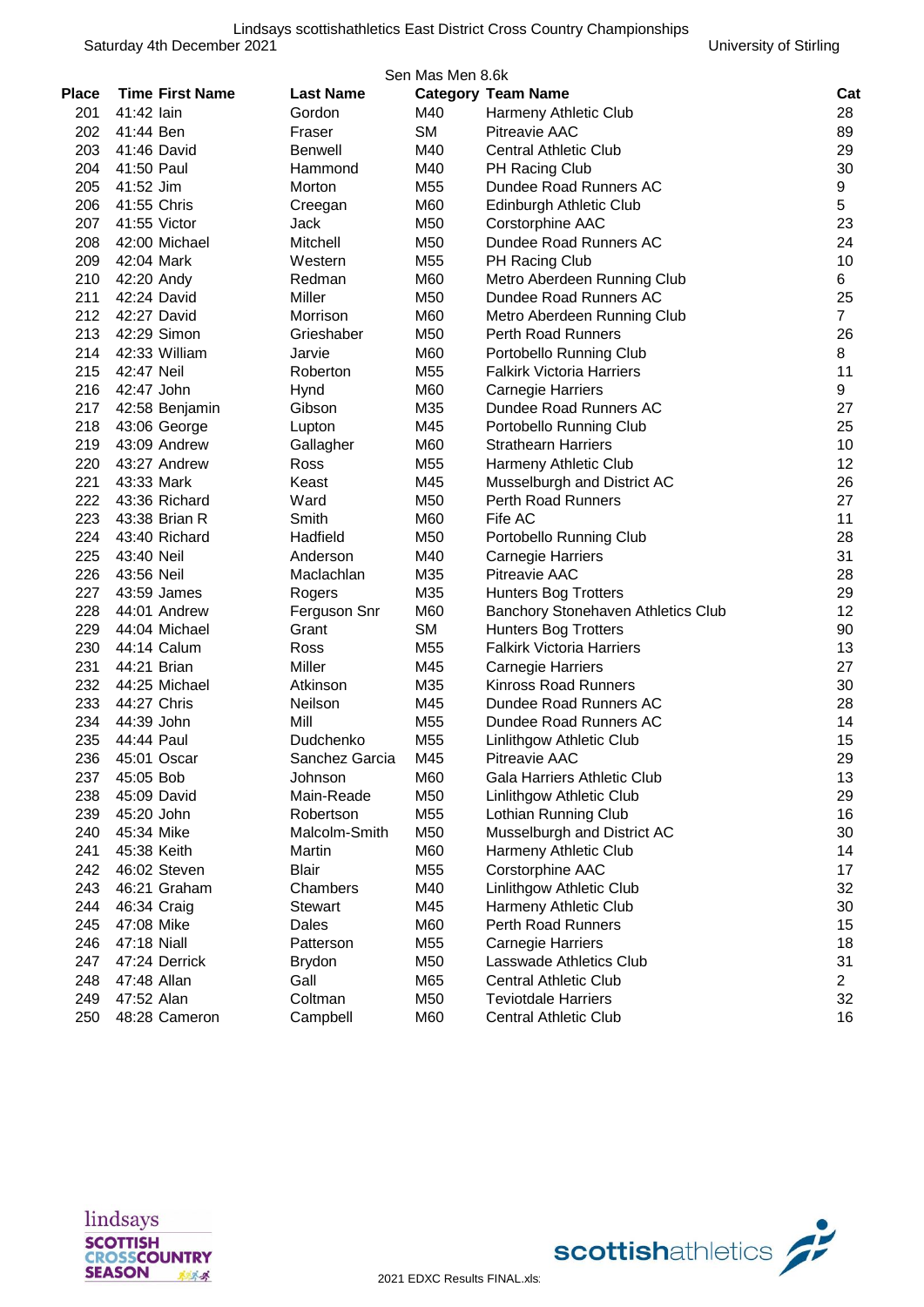Lindsays scottishathletics East District Cross Country Championships

Saturday 4th December 2021 — University of Stirling

Sen Mas Men 8.6k

| Place | Time | First Name | Last Name | Category | Team Name | Cat |
|---|---|---|---|---|---|---|
| 201 | 41:42 | Iain | Gordon | M40 | Harmeny Athletic Club | 28 |
| 202 | 41:44 | Ben | Fraser | SM | Pitreavie AAC | 89 |
| 203 | 41:46 | David | Benwell | M40 | Central Athletic Club | 29 |
| 204 | 41:50 | Paul | Hammond | M40 | PH Racing Club | 30 |
| 205 | 41:52 | Jim | Morton | M55 | Dundee Road Runners AC | 9 |
| 206 | 41:55 | Chris | Creegan | M60 | Edinburgh Athletic Club | 5 |
| 207 | 41:55 | Victor | Jack | M50 | Corstorphine AAC | 23 |
| 208 | 42:00 | Michael | Mitchell | M50 | Dundee Road Runners AC | 24 |
| 209 | 42:04 | Mark | Western | M55 | PH Racing Club | 10 |
| 210 | 42:20 | Andy | Redman | M60 | Metro Aberdeen Running Club | 6 |
| 211 | 42:24 | David | Miller | M50 | Dundee Road Runners AC | 25 |
| 212 | 42:27 | David | Morrison | M60 | Metro Aberdeen Running Club | 7 |
| 213 | 42:29 | Simon | Grieshaber | M50 | Perth Road Runners | 26 |
| 214 | 42:33 | William | Jarvie | M60 | Portobello Running Club | 8 |
| 215 | 42:47 | Neil | Roberton | M55 | Falkirk Victoria Harriers | 11 |
| 216 | 42:47 | John | Hynd | M60 | Carnegie Harriers | 9 |
| 217 | 42:58 | Benjamin | Gibson | M35 | Dundee Road Runners AC | 27 |
| 218 | 43:06 | George | Lupton | M45 | Portobello Running Club | 25 |
| 219 | 43:09 | Andrew | Gallagher | M60 | Strathearn Harriers | 10 |
| 220 | 43:27 | Andrew | Ross | M55 | Harmeny Athletic Club | 12 |
| 221 | 43:33 | Mark | Keast | M45 | Musselburgh and District AC | 26 |
| 222 | 43:36 | Richard | Ward | M50 | Perth Road Runners | 27 |
| 223 | 43:38 | Brian R | Smith | M60 | Fife AC | 11 |
| 224 | 43:40 | Richard | Hadfield | M50 | Portobello Running Club | 28 |
| 225 | 43:40 | Neil | Anderson | M40 | Carnegie Harriers | 31 |
| 226 | 43:56 | Neil | Maclachlan | M35 | Pitreavie AAC | 28 |
| 227 | 43:59 | James | Rogers | M35 | Hunters Bog Trotters | 29 |
| 228 | 44:01 | Andrew | Ferguson Snr | M60 | Banchory Stonehaven Athletics Club | 12 |
| 229 | 44:04 | Michael | Grant | SM | Hunters Bog Trotters | 90 |
| 230 | 44:14 | Calum | Ross | M55 | Falkirk Victoria Harriers | 13 |
| 231 | 44:21 | Brian | Miller | M45 | Carnegie Harriers | 27 |
| 232 | 44:25 | Michael | Atkinson | M35 | Kinross Road Runners | 30 |
| 233 | 44:27 | Chris | Neilson | M45 | Dundee Road Runners AC | 28 |
| 234 | 44:39 | John | Mill | M55 | Dundee Road Runners AC | 14 |
| 235 | 44:44 | Paul | Dudchenko | M55 | Linlithgow Athletic Club | 15 |
| 236 | 45:01 | Oscar | Sanchez Garcia | M45 | Pitreavie AAC | 29 |
| 237 | 45:05 | Bob | Johnson | M60 | Gala Harriers Athletic Club | 13 |
| 238 | 45:09 | David | Main-Reade | M50 | Linlithgow Athletic Club | 29 |
| 239 | 45:20 | John | Robertson | M55 | Lothian Running Club | 16 |
| 240 | 45:34 | Mike | Malcolm-Smith | M50 | Musselburgh and District AC | 30 |
| 241 | 45:38 | Keith | Martin | M60 | Harmeny Athletic Club | 14 |
| 242 | 46:02 | Steven | Blair | M55 | Corstorphine AAC | 17 |
| 243 | 46:21 | Graham | Chambers | M40 | Linlithgow Athletic Club | 32 |
| 244 | 46:34 | Craig | Stewart | M45 | Harmeny Athletic Club | 30 |
| 245 | 47:08 | Mike | Dales | M60 | Perth Road Runners | 15 |
| 246 | 47:18 | Niall | Patterson | M55 | Carnegie Harriers | 18 |
| 247 | 47:24 | Derrick | Brydon | M50 | Lasswade Athletics Club | 31 |
| 248 | 47:48 | Allan | Gall | M65 | Central Athletic Club | 2 |
| 249 | 47:52 | Alan | Coltman | M50 | Teviotdale Harriers | 32 |
| 250 | 48:28 | Cameron | Campbell | M60 | Central Athletic Club | 16 |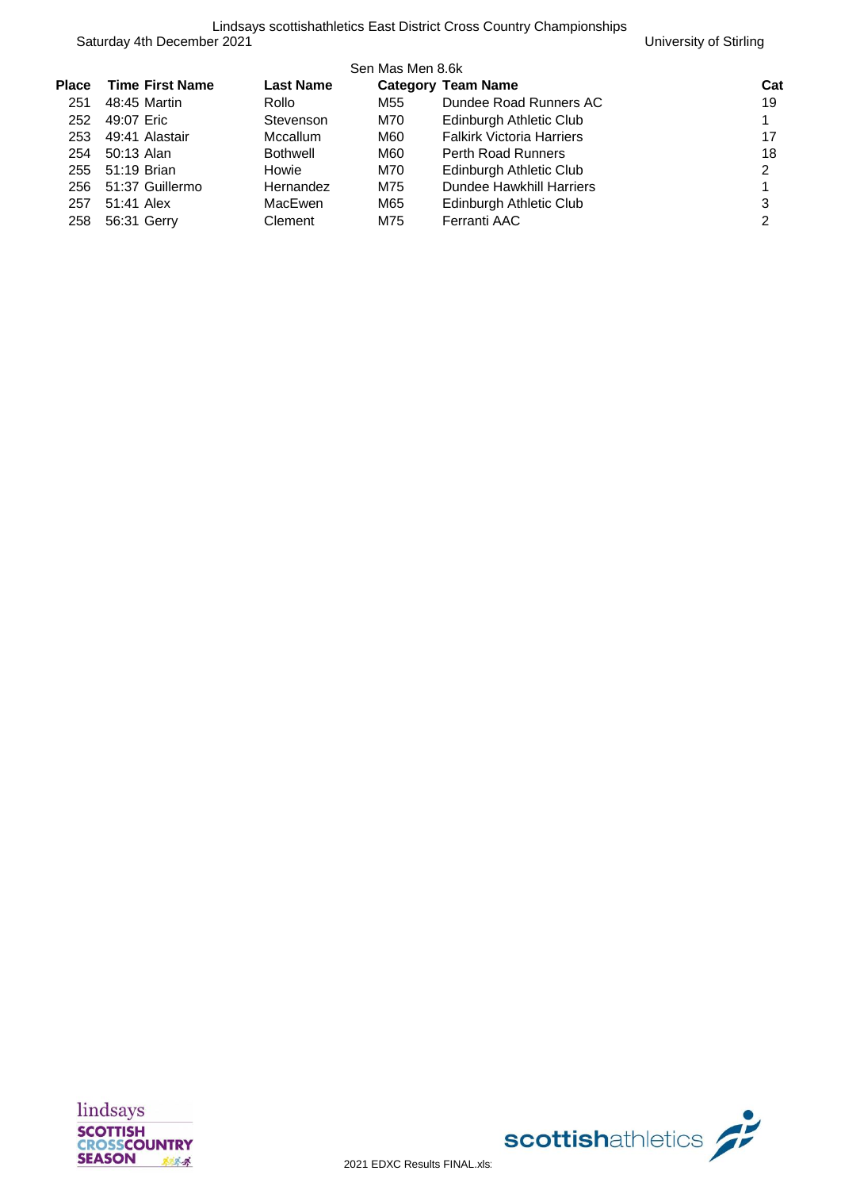Lindsays scottishathletics East District Cross Country Championships

Saturday 4th December 2021 University of Stirling

Sen Mas Men 8.6k

| Place | Time | First Name | Last Name | Category | Team Name | Cat |
|---|---|---|---|---|---|---|
| 251 | 48:45 | Martin | Rollo | M55 | Dundee Road Runners AC | 19 |
| 252 | 49:07 | Eric | Stevenson | M70 | Edinburgh Athletic Club | 1 |
| 253 | 49:41 | Alastair | Mccallum | M60 | Falkirk Victoria Harriers | 17 |
| 254 | 50:13 | Alan | Bothwell | M60 | Perth Road Runners | 18 |
| 255 | 51:19 | Brian | Howie | M70 | Edinburgh Athletic Club | 2 |
| 256 | 51:37 | Guillermo | Hernandez | M75 | Dundee Hawkhill Harriers | 1 |
| 257 | 51:41 | Alex | MacEwen | M65 | Edinburgh Athletic Club | 3 |
| 258 | 56:31 | Gerry | Clement | M75 | Ferranti AAC | 2 |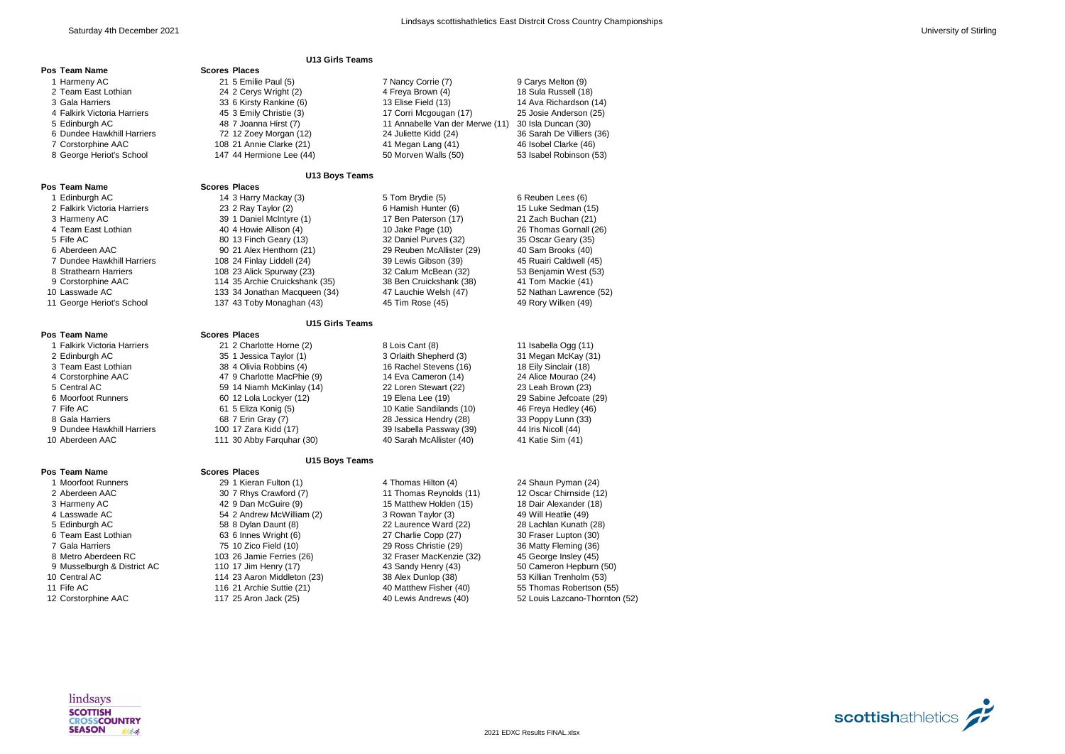Lindsays scottishathletics East Distrcit Cross Country Championships

Saturday 4th December 2021 — University of Stirling

## U13 Girls Teams

| Pos | Team Name | Scores | Places | | |
|---|---|---|---|---|---|
| 1 | Harmeny AC | 21 | 5 Emilie Paul (5) | 7 Nancy Corrie (7) | 9 Carys Melton (9) |
| 2 | Team East Lothian | 24 | 2 Cerys Wright (2) | 4 Freya Brown (4) | 18 Sula Russell (18) |
| 3 | Gala Harriers | 33 | 6 Kirsty Rankine (6) | 13 Elise Field (13) | 14 Ava Richardson (14) |
| 4 | Falkirk Victoria Harriers | 45 | 3 Emily Christie (3) | 17 Corri Mcgougan (17) | 25 Josie Anderson (25) |
| 5 | Edinburgh AC | 48 | 7 Joanna Hirst (7) | 11 Annabelle Van der Merwe (11) | 30 Isla Duncan (30) |
| 6 | Dundee Hawkhill Harriers | 72 | 12 Zoey Morgan (12) | 24 Juliette Kidd (24) | 36 Sarah De Villiers (36) |
| 7 | Corstorphine AAC | 108 | 21 Annie Clarke (21) | 41 Megan Lang (41) | 46 Isobel Clarke (46) |
| 8 | George Heriot's School | 147 | 44 Hermione Lee (44) | 50 Morven Walls (50) | 53 Isabel Robinson (53) |

## U13 Boys Teams

| Pos | Team Name | Scores | Places | | |
|---|---|---|---|---|---|
| 1 | Edinburgh AC | 14 | 3 Harry Mackay (3) | 5 Tom Brydie (5) | 6 Reuben Lees (6) |
| 2 | Falkirk Victoria Harriers | 23 | 2 Ray Taylor (2) | 6 Hamish Hunter (6) | 15 Luke Sedman (15) |
| 3 | Harmeny AC | 39 | 1 Daniel McIntyre (1) | 17 Ben Paterson (17) | 21 Zach Buchan (21) |
| 4 | Team East Lothian | 40 | 4 Howie Allison (4) | 10 Jake Page (10) | 26 Thomas Gornall (26) |
| 5 | Fife AC | 80 | 13 Finch Geary (13) | 32 Daniel Purves (32) | 35 Oscar Geary (35) |
| 6 | Aberdeen AAC | 90 | 21 Alex Henthorn (21) | 29 Reuben McAllister (29) | 40 Sam Brooks (40) |
| 7 | Dundee Hawkhill Harriers | 108 | 24 Finlay Liddell (24) | 39 Lewis Gibson (39) | 45 Ruairi Caldwell (45) |
| 8 | Strathearn Harriers | 108 | 23 Alick Spurway (23) | 32 Calum McBean (32) | 53 Benjamin West (53) |
| 9 | Corstorphine AAC | 114 | 35 Archie Cruickshank (35) | 38 Ben Cruickshank (38) | 41 Tom Mackie (41) |
| 10 | Lasswade AC | 133 | 34 Jonathan Macqueen (34) | 47 Lauchie Welsh (47) | 52 Nathan Lawrence (52) |
| 11 | George Heriot's School | 137 | 43 Toby Monaghan (43) | 45 Tim Rose (45) | 49 Rory Wilken (49) |

## U15 Girls Teams

| Pos | Team Name | Scores | Places | | |
|---|---|---|---|---|---|
| 1 | Falkirk Victoria Harriers | 21 | 2 Charlotte Horne (2) | 8 Lois Cant (8) | 11 Isabella Ogg (11) |
| 2 | Edinburgh AC | 35 | 1 Jessica Taylor (1) | 3 Orlaith Shepherd (3) | 31 Megan McKay (31) |
| 3 | Team East Lothian | 38 | 4 Olivia Robbins (4) | 16 Rachel Stevens (16) | 18 Eily Sinclair (18) |
| 4 | Corstorphine AAC | 47 | 9 Charlotte MacPhie (9) | 14 Eva Cameron (14) | 24 Alice Mourao (24) |
| 5 | Central AC | 59 | 14 Niamh McKinlay (14) | 22 Loren Stewart (22) | 23 Leah Brown (23) |
| 6 | Moorfoot Runners | 60 | 12 Lola Lockyer (12) | 19 Elena Lee (19) | 29 Sabine Jefcoate (29) |
| 7 | Fife AC | 61 | 5 Eliza Konig (5) | 10 Katie Sandilands (10) | 46 Freya Hedley (46) |
| 8 | Gala Harriers | 68 | 7 Erin Gray (7) | 28 Jessica Hendry (28) | 33 Poppy Lunn (33) |
| 9 | Dundee Hawkhill Harriers | 100 | 17 Zara Kidd (17) | 39 Isabella Passway (39) | 44 Iris Nicoll (44) |
| 10 | Aberdeen AAC | 111 | 30 Abby Farquhar (30) | 40 Sarah McAllister (40) | 41 Katie Sim (41) |

## U15 Boys Teams

| Pos | Team Name | Scores | Places | | |
|---|---|---|---|---|---|
| 1 | Moorfoot Runners | 29 | 1 Kieran Fulton (1) | 4 Thomas Hilton (4) | 24 Shaun Pyman (24) |
| 2 | Aberdeen AAC | 30 | 7 Rhys Crawford (7) | 11 Thomas Reynolds (11) | 12 Oscar Chirnside (12) |
| 3 | Harmeny AC | 42 | 9 Dan McGuire (9) | 15 Matthew Holden (15) | 18 Dair Alexander (18) |
| 4 | Lasswade AC | 54 | 2 Andrew McWilliam (2) | 3 Rowan Taylor (3) | 49 Will Heatlie (49) |
| 5 | Edinburgh AC | 58 | 8 Dylan Daunt (8) | 22 Laurence Ward (22) | 28 Lachlan Kunath (28) |
| 6 | Team East Lothian | 63 | 6 Innes Wright (6) | 27 Charlie Copp (27) | 30 Fraser Lupton (30) |
| 7 | Gala Harriers | 75 | 10 Zico Field (10) | 29 Ross Christie (29) | 36 Matty Fleming (36) |
| 8 | Metro Aberdeen RC | 103 | 26 Jamie Ferries (26) | 32 Fraser MacKenzie (32) | 45 George Insley (45) |
| 9 | Musselburgh & District AC | 110 | 17 Jim Henry (17) | 43 Sandy Henry (43) | 50 Cameron Hepburn (50) |
| 10 | Central AC | 114 | 23 Aaron Middleton (23) | 38 Alex Dunlop (38) | 53 Killian Trenholm (53) |
| 11 | Fife AC | 116 | 21 Archie Suttie (21) | 40 Matthew Fisher (40) | 55 Thomas Robertson (55) |
| 12 | Corstorphine AAC | 117 | 25 Aron Jack (25) | 40 Lewis Andrews (40) | 52 Louis Lazcano-Thornton (52) |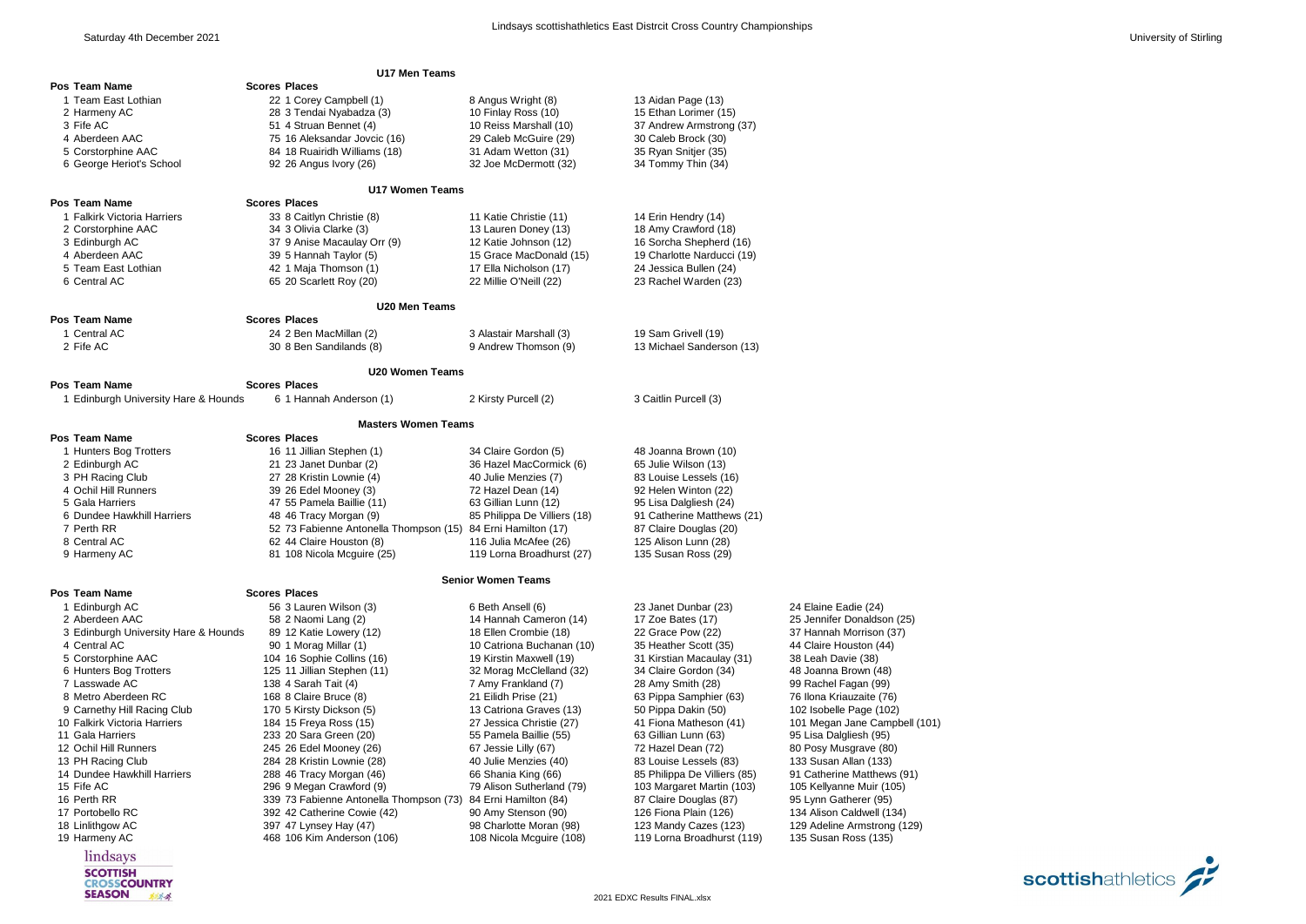# Lindsays scottishathletics East Distrcit Cross Country Championships

Saturday 4th December 2021 — University of Stirling

## U17 Men Teams

| Pos | Team Name | Scores | Places | | |
|---|---|---|---|---|---|
| 1 | Team East Lothian | 22 | 1 Corey Campbell (1) | 8 Angus Wright (8) | 13 Aidan Page (13) |
| 2 | Harmeny AC | 28 | 3 Tendai Nyabadza (3) | 10 Finlay Ross (10) | 15 Ethan Lorimer (15) |
| 3 | Fife AC | 51 | 4 Struan Bennet (4) | 10 Reiss Marshall (10) | 37 Andrew Armstrong (37) |
| 4 | Aberdeen AAC | 75 | 16 Aleksandar Jovcic (16) | 29 Caleb McGuire (29) | 30 Caleb Brock (30) |
| 5 | Corstorphine AAC | 84 | 18 Ruairidh Williams (18) | 31 Adam Wetton (31) | 35 Ryan Snitjer (35) |
| 6 | George Heriot's School | 92 | 26 Angus Ivory (26) | 32 Joe McDermott (32) | 34 Tommy Thin (34) |

## U17 Women Teams

| Pos | Team Name | Scores | Places | | |
|---|---|---|---|---|---|
| 1 | Falkirk Victoria Harriers | 33 | 8 Caitlyn Christie (8) | 11 Katie Christie (11) | 14 Erin Hendry (14) |
| 2 | Corstorphine AAC | 34 | 3 Olivia Clarke (3) | 13 Lauren Doney (13) | 18 Amy Crawford (18) |
| 3 | Edinburgh AC | 37 | 9 Anise Macaulay Orr (9) | 12 Katie Johnson (12) | 16 Sorcha Shepherd (16) |
| 4 | Aberdeen AAC | 39 | 5 Hannah Taylor (5) | 15 Grace MacDonald (15) | 19 Charlotte Narducci (19) |
| 5 | Team East Lothian | 42 | 1 Maja Thomson (1) | 17 Ella Nicholson (17) | 24 Jessica Bullen (24) |
| 6 | Central AC | 65 | 20 Scarlett Roy (20) | 22 Millie O'Neill (22) | 23 Rachel Warden (23) |

## U20 Men Teams

| Pos | Team Name | Scores | Places | | |
|---|---|---|---|---|---|
| 1 | Central AC | 24 | 2 Ben MacMillan (2) | 3 Alastair Marshall (3) | 19 Sam Grivell (19) |
| 2 | Fife AC | 30 | 8 Ben Sandilands (8) | 9 Andrew Thomson (9) | 13 Michael Sanderson (13) |

## U20 Women Teams

| Pos | Team Name | Scores | Places | | |
|---|---|---|---|---|---|
| 1 | Edinburgh University Hare & Hounds | 6 | 1 Hannah Anderson (1) | 2 Kirsty Purcell (2) | 3 Caitlin Purcell (3) |

## Masters Women Teams

| Pos | Team Name | Scores | Places | | |
|---|---|---|---|---|---|
| 1 | Hunters Bog Trotters | 16 | 11 Jillian Stephen (1) | 34 Claire Gordon (5) | 48 Joanna Brown (10) |
| 2 | Edinburgh AC | 21 | 23 Janet Dunbar (2) | 36 Hazel MacCormick (6) | 65 Julie Wilson (13) |
| 3 | PH Racing Club | 27 | 28 Kristin Lownie (4) | 40 Julie Menzies (7) | 83 Louise Lessels (16) |
| 4 | Ochil Hill Runners | 39 | 26 Edel Mooney (3) | 72 Hazel Dean (14) | 92 Helen Winton (22) |
| 5 | Gala Harriers | 47 | 55 Pamela Baillie (11) | 63 Gillian Lunn (12) | 95 Lisa Dalgliesh (24) |
| 6 | Dundee Hawkhill Harriers | 48 | 46 Tracy Morgan (9) | 85 Philippa De Villiers (18) | 91 Catherine Matthews (21) |
| 7 | Perth RR | 52 | 73 Fabienne Antonella Thompson (15) | 84 Erni Hamilton (17) | 87 Claire Douglas (20) |
| 8 | Central AC | 62 | 44 Claire Houston (8) | 116 Julia McAfee (26) | 125 Alison Lunn (28) |
| 9 | Harmeny AC | 81 | 108 Nicola Mcguire (25) | 119 Lorna Broadhurst (27) | 135 Susan Ross (29) |

## Senior Women Teams

| Pos | Team Name | Scores | Places | | | |
|---|---|---|---|---|---|---|
| 1 | Edinburgh AC | 56 | 3 Lauren Wilson (3) | 6 Beth Ansell (6) | 23 Janet Dunbar (23) | 24 Elaine Eadie (24) |
| 2 | Aberdeen AAC | 58 | 2 Naomi Lang (2) | 14 Hannah Cameron (14) | 17 Zoe Bates (17) | 25 Jennifer Donaldson (25) |
| 3 | Edinburgh University Hare & Hounds | 89 | 12 Katie Lowery (12) | 18 Ellen Crombie (18) | 22 Grace Pow (22) | 37 Hannah Morrison (37) |
| 4 | Central AC | 90 | 1 Morag Millar (1) | 10 Catriona Buchanan (10) | 35 Heather Scott (35) | 44 Claire Houston (44) |
| 5 | Corstorphine AAC | 104 | 16 Sophie Collins (16) | 19 Kirstin Maxwell (19) | 31 Kirstian Macaulay (31) | 38 Leah Davie (38) |
| 6 | Hunters Bog Trotters | 125 | 11 Jillian Stephen (11) | 32 Morag McClelland (32) | 34 Claire Gordon (34) | 48 Joanna Brown (48) |
| 7 | Lasswade AC | 138 | 4 Sarah Tait (4) | 7 Amy Frankland (7) | 28 Amy Smith (28) | 99 Rachel Fagan (99) |
| 8 | Metro Aberdeen RC | 168 | 8 Claire Bruce (8) | 21 Eilidh Prise (21) | 63 Pippa Samphier (63) | 76 Ilona Kriauzaite (76) |
| 9 | Carnethy Hill Racing Club | 170 | 5 Kirsty Dickson (5) | 13 Catriona Graves (13) | 50 Pippa Dakin (50) | 102 Isobelle Page (102) |
| 10 | Falkirk Victoria Harriers | 184 | 15 Freya Ross (15) | 27 Jessica Christie (27) | 41 Fiona Matheson (41) | 101 Megan Jane Campbell (101) |
| 11 | Gala Harriers | 233 | 20 Sara Green (20) | 55 Pamela Baillie (55) | 63 Gillian Lunn (63) | 95 Lisa Dalgliesh (95) |
| 12 | Ochil Hill Runners | 245 | 26 Edel Mooney (26) | 67 Jessie Lilly (67) | 72 Hazel Dean (72) | 80 Posy Musgrave (80) |
| 13 | PH Racing Club | 284 | 28 Kristin Lownie (28) | 40 Julie Menzies (40) | 83 Louise Lessels (83) | 133 Susan Allan (133) |
| 14 | Dundee Hawkhill Harriers | 288 | 46 Tracy Morgan (46) | 66 Shania King (66) | 85 Philippa De Villiers (85) | 91 Catherine Matthews (91) |
| 15 | Fife AC | 296 | 9 Megan Crawford (9) | 79 Alison Sutherland (79) | 103 Margaret Martin (103) | 105 Kellyanne Muir (105) |
| 16 | Perth RR | 339 | 73 Fabienne Antonella Thompson (73) | 84 Erni Hamilton (84) | 87 Claire Douglas (87) | 95 Lynn Gatherer (95) |
| 17 | Portobello RC | 392 | 42 Catherine Cowie (42) | 90 Amy Stenson (90) | 126 Fiona Plain (126) | 134 Alison Caldwell (134) |
| 18 | Linlithgow AC | 397 | 47 Lynsey Hay (47) | 98 Charlotte Moran (98) | 123 Mandy Cazes (123) | 129 Adeline Armstrong (129) |
| 19 | Harmeny AC | 468 | 106 Kim Anderson (106) | 108 Nicola Mcguire (108) | 119 Lorna Broadhurst (119) | 135 Susan Ross (135) |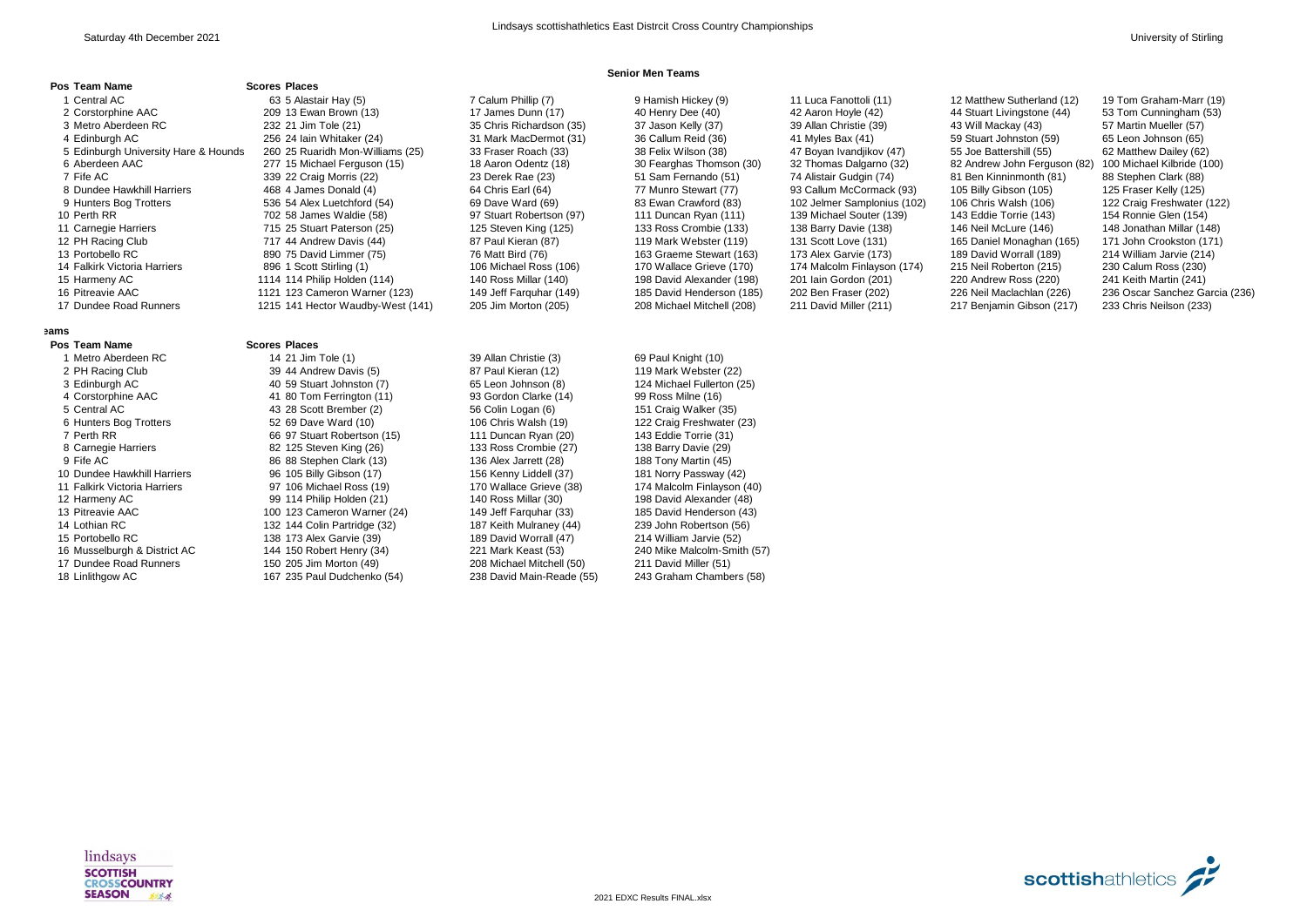# Lindsays scottishathletics East Distrcit Cross Country Championships

Saturday 4th December 2021

University of Stirling

## Senior Men Teams

| Pos | Team Name | Scores | Places | | | | | |
|---|---|---|---|---|---|---|---|---|
| 1 | Central AC | 63 | 5 Alastair Hay (5) | 7 Calum Phillip (7) | 9 Hamish Hickey (9) | 11 Luca Fanottoli (11) | 12 Matthew Sutherland (12) | 19 Tom Graham-Marr (19) |
| 2 | Corstorphine AAC | 209 | 13 Ewan Brown (13) | 17 James Dunn (17) | 40 Henry Dee (40) | 42 Aaron Hoyle (42) | 44 Stuart Livingstone (44) | 53 Tom Cunningham (53) |
| 3 | Metro Aberdeen RC | 232 | 21 Jim Tole (21) | 35 Chris Richardson (35) | 37 Jason Kelly (37) | 39 Allan Christie (39) | 43 Will Mackay (43) | 57 Martin Mueller (57) |
| 4 | Edinburgh AC | 256 | 24 Iain Whitaker (24) | 31 Mark MacDermot (31) | 36 Callum Reid (36) | 41 Myles Bax (41) | 59 Stuart Johnston (59) | 65 Leon Johnson (65) |
| 5 | Edinburgh University Hare & Hounds | 260 | 25 Ruaridh Mon-Williams (25) | 33 Fraser Roach (33) | 38 Felix Wilson (38) | 47 Boyan Ivandjikov (47) | 55 Joe Battershill (55) | 62 Matthew Dailey (62) |
| 6 | Aberdeen AAC | 277 | 15 Michael Ferguson (15) | 18 Aaron Odentz (18) | 30 Fearghas Thomson (30) | 32 Thomas Dalgarno (32) | 82 Andrew John Ferguson (82) | 100 Michael Kilbride (100) |
| 7 | Fife AC | 339 | 22 Craig Morris (22) | 23 Derek Rae (23) | 51 Sam Fernando (51) | 74 Alistair Gudgin (74) | 81 Ben Kinninmonth (81) | 88 Stephen Clark (88) |
| 8 | Dundee Hawkhill Harriers | 468 | 4 James Donald (4) | 64 Chris Earl (64) | 77 Munro Stewart (77) | 93 Callum McCormack (93) | 105 Billy Gibson (105) | 125 Fraser Kelly (125) |
| 9 | Hunters Bog Trotters | 536 | 54 Alex Luetchford (54) | 69 Dave Ward (69) | 83 Ewan Crawford (83) | 102 Jelmer Samplonius (102) | 106 Chris Walsh (106) | 122 Craig Freshwater (122) |
| 10 | Perth RR | 702 | 58 James Waldie (58) | 97 Stuart Robertson (97) | 111 Duncan Ryan (111) | 139 Michael Souter (139) | 143 Eddie Torrie (143) | 154 Ronnie Glen (154) |
| 11 | Carnegie Harriers | 715 | 25 Stuart Paterson (25) | 125 Steven King (125) | 133 Ross Crombie (133) | 138 Barry Davie (138) | 146 Neil McLure (146) | 148 Jonathan Millar (148) |
| 12 | PH Racing Club | 717 | 44 Andrew Davis (44) | 87 Paul Kieran (87) | 119 Mark Webster (119) | 131 Scott Love (131) | 165 Daniel Monaghan (165) | 171 John Crookston (171) |
| 13 | Portobello RC | 890 | 75 David Limmer (75) | 76 Matt Bird (76) | 163 Graeme Stewart (163) | 173 Alex Garvie (173) | 189 David Worrall (189) | 214 William Jarvie (214) |
| 14 | Falkirk Victoria Harriers | 896 | 1 Scott Stirling (1) | 106 Michael Ross (106) | 170 Wallace Grieve (170) | 174 Malcolm Finlayson (174) | 215 Neil Roberton (215) | 230 Calum Ross (230) |
| 15 | Harmeny AC | 1114 | 114 Philip Holden (114) | 140 Ross Millar (140) | 198 David Alexander (198) | 201 Iain Gordon (201) | 220 Andrew Ross (220) | 241 Keith Martin (241) |
| 16 | Pitreavie AAC | 1121 | 123 Cameron Warner (123) | 149 Jeff Farquhar (149) | 185 David Henderson (185) | 202 Ben Fraser (202) | 226 Neil Maclachlan (226) | 236 Oscar Sanchez Garcia (236) |
| 17 | Dundee Road Runners | 1215 | 141 Hector Waudby-West (141) | 205 Jim Morton (205) | 208 Michael Mitchell (208) | 211 David Miller (211) | 217 Benjamin Gibson (217) | 233 Chris Neilson (233) |

## eams

| Pos | Team Name | Scores | Places | | |
|---|---|---|---|---|---|
| 1 | Metro Aberdeen RC | 14 | 21 Jim Tole (1) | 39 Allan Christie (3) | 69 Paul Knight (10) |
| 2 | PH Racing Club | 39 | 44 Andrew Davis (5) | 87 Paul Kieran (12) | 119 Mark Webster (22) |
| 3 | Edinburgh AC | 40 | 59 Stuart Johnston (7) | 65 Leon Johnson (8) | 124 Michael Fullerton (25) |
| 4 | Corstorphine AAC | 41 | 80 Tom Ferrington (11) | 93 Gordon Clarke (14) | 99 Ross Milne (16) |
| 5 | Central AC | 43 | 28 Scott Brember (2) | 56 Colin Logan (6) | 151 Craig Walker (35) |
| 6 | Hunters Bog Trotters | 52 | 69 Dave Ward (10) | 106 Chris Walsh (19) | 122 Craig Freshwater (23) |
| 7 | Perth RR | 66 | 97 Stuart Robertson (15) | 111 Duncan Ryan (20) | 143 Eddie Torrie (31) |
| 8 | Carnegie Harriers | 82 | 125 Steven King (26) | 133 Ross Crombie (27) | 138 Barry Davie (29) |
| 9 | Fife AC | 86 | 88 Stephen Clark (13) | 136 Alex Jarrett (28) | 188 Tony Martin (45) |
| 10 | Dundee Hawkhill Harriers | 96 | 105 Billy Gibson (17) | 156 Kenny Liddell (37) | 181 Norry Passway (42) |
| 11 | Falkirk Victoria Harriers | 97 | 106 Michael Ross (19) | 170 Wallace Grieve (38) | 174 Malcolm Finlayson (40) |
| 12 | Harmeny AC | 99 | 114 Philip Holden (21) | 140 Ross Millar (30) | 198 David Alexander (48) |
| 13 | Pitreavie AAC | 100 | 123 Cameron Warner (24) | 149 Jeff Farquhar (33) | 185 David Henderson (43) |
| 14 | Lothian RC | 132 | 144 Colin Partridge (32) | 187 Keith Mulraney (44) | 239 John Robertson (56) |
| 15 | Portobello RC | 138 | 173 Alex Garvie (39) | 189 David Worrall (47) | 214 William Jarvie (52) |
| 16 | Musselburgh & District AC | 144 | 150 Robert Henry (34) | 221 Mark Keast (53) | 240 Mike Malcolm-Smith (57) |
| 17 | Dundee Road Runners | 150 | 205 Jim Morton (49) | 208 Michael Mitchell (50) | 211 David Miller (51) |
| 18 | Linlithgow AC | 167 | 235 Paul Dudchenko (54) | 238 David Main-Reade (55) | 243 Graham Chambers (58) |